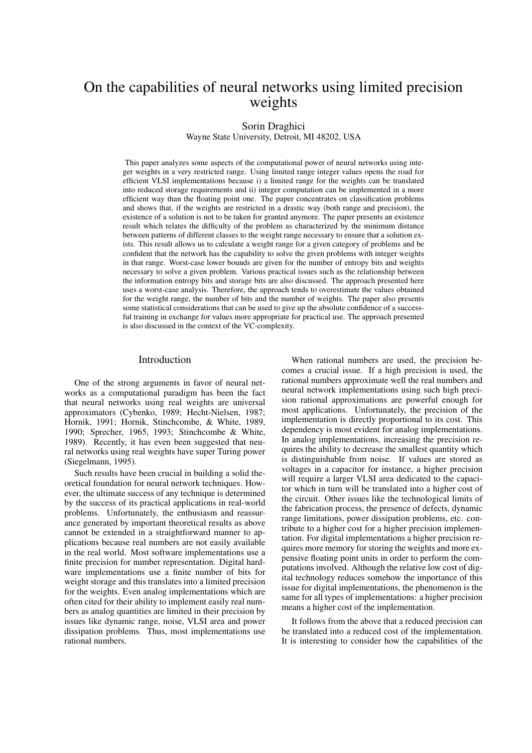# On the capabilities of neural networks using limited precision weights

Sorin Draghici
Wayne State University, Detroit, MI 48202, USA

This paper analyzes some aspects of the computational power of neural networks using integer weights in a very restricted range. Using limited range integer values opens the road for efficient VLSI implementations because i) a limited range for the weights can be translated into reduced storage requirements and ii) integer computation can be implemented in a more efficient way than the floating point one. The paper concentrates on classification problems and shows that, if the weights are restricted in a drastic way (both range and precision), the existence of a solution is not to be taken for granted anymore. The paper presents an existence result which relates the difficulty of the problem as characterized by the minimum distance between patterns of different classes to the weight range necessary to ensure that a solution exists. This result allows us to calculate a weight range for a given category of problems and be confident that the network has the capability to solve the given problems with integer weights in that range. Worst-case lower bounds are given for the number of entropy bits and weights necessary to solve a given problem. Various practical issues such as the relationship between the information entropy bits and storage bits are also discussed. The approach presented here uses a worst-case analysis. Therefore, the approach tends to overestimate the values obtained for the weight range, the number of bits and the number of weights. The paper also presents some statistical considerations that can be used to give up the absolute confidence of a successful training in exchange for values more appropriate for practical use. The approach presented is also discussed in the context of the VC-complexity.

## Introduction

One of the strong arguments in favor of neural networks as a computational paradigm has been the fact that neural networks using real weights are universal approximators (Cybenko, 1989; Hecht-Nielsen, 1987; Hornik, 1991; Hornik, Stinchcombe, & White, 1989, 1990; Sprecher, 1965, 1993; Stinchcombe & White, 1989). Recently, it has even been suggested that neural networks using real weights have super Turing power (Siegelmann, 1995).

Such results have been crucial in building a solid theoretical foundation for neural network techniques. However, the ultimate success of any technique is determined by the success of its practical applications in real-world problems. Unfortunately, the enthusiasm and reassurance generated by important theoretical results as above cannot be extended in a straightforward manner to applications because real numbers are not easily available in the real world. Most software implementations use a finite precision for number representation. Digital hardware implementations use a finite number of bits for weight storage and this translates into a limited precision for the weights. Even analog implementations which are often cited for their ability to implement easily real numbers as analog quantities are limited in their precision by issues like dynamic range, noise, VLSI area and power dissipation problems. Thus, most implementations use rational numbers.

When rational numbers are used, the precision becomes a crucial issue. If a high precision is used, the rational numbers approximate well the real numbers and neural network implementations using such high precision rational approximations are powerful enough for most applications. Unfortunately, the precision of the implementation is directly proportional to its cost. This dependency is most evident for analog implementations. In analog implementations, increasing the precision requires the ability to decrease the smallest quantity which is distinguishable from noise. If values are stored as voltages in a capacitor for instance, a higher precision will require a larger VLSI area dedicated to the capacitor which in turn will be translated into a higher cost of the circuit. Other issues like the technological limits of the fabrication process, the presence of defects, dynamic range limitations, power dissipation problems, etc. contribute to a higher cost for a higher precision implementation. For digital implementations a higher precision requires more memory for storing the weights and more expensive floating point units in order to perform the computations involved. Although the relative low cost of digital technology reduces somehow the importance of this issue for digital implementations, the phenomenon is the same for all types of implementations: a higher precision means a higher cost of the implementation.

It follows from the above that a reduced precision can be translated into a reduced cost of the implementation. It is interesting to consider how the capabilities of the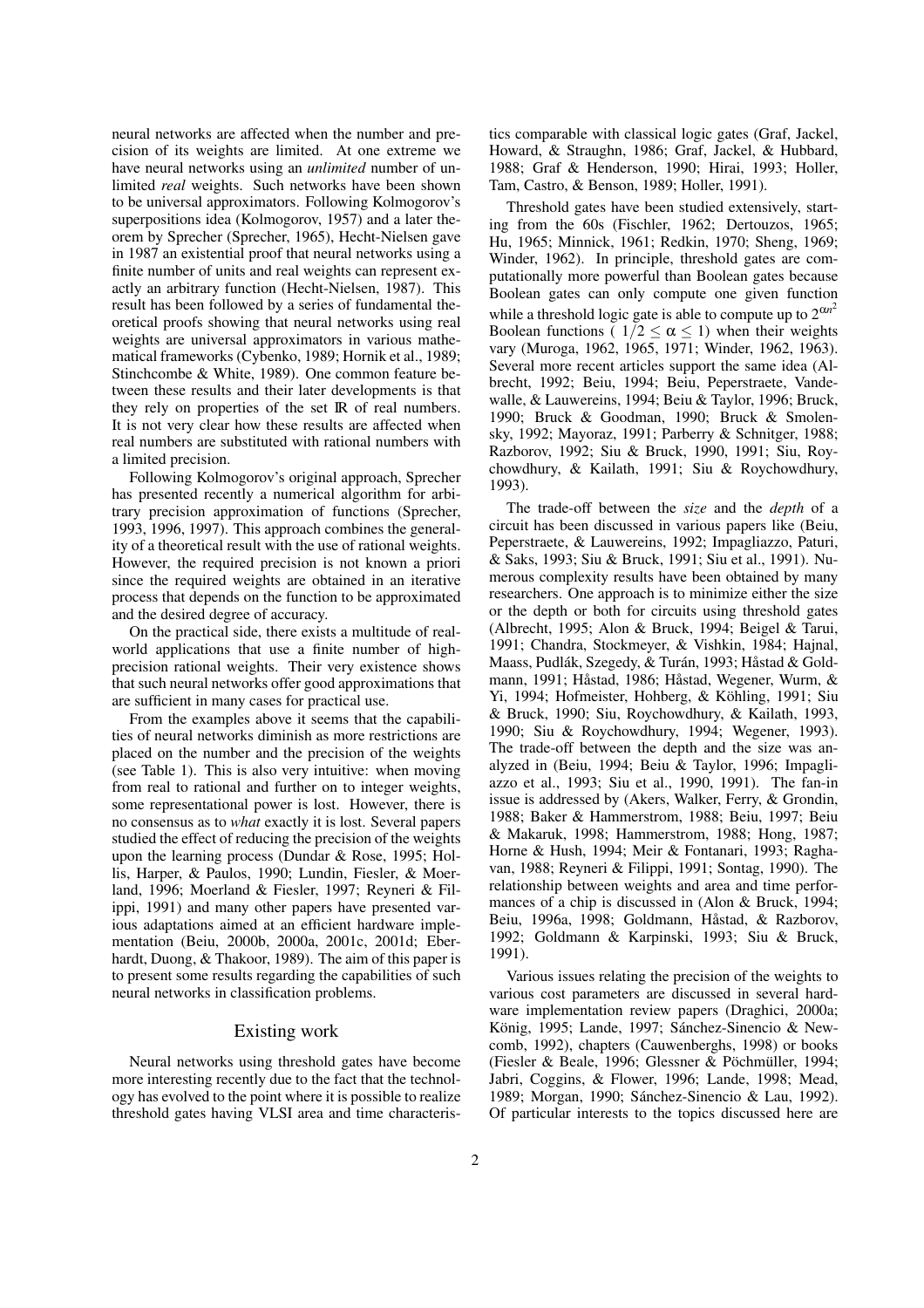neural networks are affected when the number and precision of its weights are limited. At one extreme we have neural networks using an *unlimited* number of unlimited *real* weights. Such networks have been shown to be universal approximators. Following Kolmogorov's superpositions idea (Kolmogorov, 1957) and a later theorem by Sprecher (Sprecher, 1965), Hecht-Nielsen gave in 1987 an existential proof that neural networks using a finite number of units and real weights can represent exactly an arbitrary function (Hecht-Nielsen, 1987). This result has been followed by a series of fundamental theoretical proofs showing that neural networks using real weights are universal approximators in various mathematical frameworks (Cybenko, 1989; Hornik et al., 1989; Stinchcombe & White, 1989). One common feature between these results and their later developments is that they rely on properties of the set $\mathbb{R}$ of real numbers. It is not very clear how these results are affected when real numbers are substituted with rational numbers with a limited precision.

Following Kolmogorov's original approach, Sprecher has presented recently a numerical algorithm for arbitrary precision approximation of functions (Sprecher, 1993, 1996, 1997). This approach combines the generality of a theoretical result with the use of rational weights. However, the required precision is not known a priori since the required weights are obtained in an iterative process that depends on the function to be approximated and the desired degree of accuracy.

On the practical side, there exists a multitude of real-world applications that use a finite number of high-precision rational weights. Their very existence shows that such neural networks offer good approximations that are sufficient in many cases for practical use.

From the examples above it seems that the capabilities of neural networks diminish as more restrictions are placed on the number and the precision of the weights (see Table 1). This is also very intuitive: when moving from real to rational and further on to integer weights, some representational power is lost. However, there is no consensus as to *what* exactly it is lost. Several papers studied the effect of reducing the precision of the weights upon the learning process (Dundar & Rose, 1995; Hollis, Harper, & Paulos, 1990; Lundin, Fiesler, & Moerland, 1996; Moerland & Fiesler, 1997; Reyneri & Filippi, 1991) and many other papers have presented various adaptations aimed at an efficient hardware implementation (Beiu, 2000b, 2000a, 2001c, 2001d; Eberhardt, Duong, & Thakoor, 1989). The aim of this paper is to present some results regarding the capabilities of such neural networks in classification problems.

## Existing work

Neural networks using threshold gates have become more interesting recently due to the fact that the technology has evolved to the point where it is possible to realize threshold gates having VLSI area and time characteristics comparable with classical logic gates (Graf, Jackel, Howard, & Straughn, 1986; Graf, Jackel, & Hubbard, 1988; Graf & Henderson, 1990; Hirai, 1993; Holler, Tam, Castro, & Benson, 1989; Holler, 1991).

Threshold gates have been studied extensively, starting from the 60s (Fischler, 1962; Dertouzos, 1965; Hu, 1965; Minnick, 1961; Redkin, 1970; Sheng, 1969; Winder, 1962). In principle, threshold gates are computationally more powerful than Boolean gates because Boolean gates can only compute one given function while a threshold logic gate is able to compute up to $2^{\alpha n^2}$ Boolean functions ( $1/2 \leq \alpha \leq 1$) when their weights vary (Muroga, 1962, 1965, 1971; Winder, 1962, 1963). Several more recent articles support the same idea (Albrecht, 1992; Beiu, 1994; Beiu, Peperstraete, Vandewalle, & Lauwereins, 1994; Beiu & Taylor, 1996; Bruck, 1990; Bruck & Goodman, 1990; Bruck & Smolensky, 1992; Mayoraz, 1991; Parberry & Schnitger, 1988; Razborov, 1992; Siu & Bruck, 1990, 1991; Siu, Roychowdhury, & Kailath, 1991; Siu & Roychowdhury, 1993).

The trade-off between the *size* and the *depth* of a circuit has been discussed in various papers like (Beiu, Peperstraete, & Lauwereins, 1992; Impagliazzo, Paturi, & Saks, 1993; Siu & Bruck, 1991; Siu et al., 1991). Numerous complexity results have been obtained by many researchers. One approach is to minimize either the size or the depth or both for circuits using threshold gates (Albrecht, 1995; Alon & Bruck, 1994; Beigel & Tarui, 1991; Chandra, Stockmeyer, & Vishkin, 1984; Hajnal, Maass, Pudlák, Szegedy, & Turán, 1993; Håstad & Goldmann, 1991; Håstad, 1986; Håstad, Wegener, Wurm, & Yi, 1994; Hofmeister, Hohberg, & Köhling, 1991; Siu & Bruck, 1990; Siu, Roychowdhury, & Kailath, 1993, 1990; Siu & Roychowdhury, 1994; Wegener, 1993). The trade-off between the depth and the size was analyzed in (Beiu, 1994; Beiu & Taylor, 1996; Impagliazzo et al., 1993; Siu et al., 1990, 1991). The fan-in issue is addressed by (Akers, Walker, Ferry, & Grondin, 1988; Baker & Hammerstrom, 1988; Beiu, 1997; Beiu & Makaruk, 1998; Hammerstrom, 1988; Hong, 1987; Horne & Hush, 1994; Meir & Fontanari, 1993; Raghavan, 1988; Reyneri & Filippi, 1991; Sontag, 1990). The relationship between weights and area and time performances of a chip is discussed in (Alon & Bruck, 1994; Beiu, 1996a, 1998; Goldmann, Håstad, & Razborov, 1992; Goldmann & Karpinski, 1993; Siu & Bruck, 1991).

Various issues relating the precision of the weights to various cost parameters are discussed in several hardware implementation review papers (Draghici, 2000a; König, 1995; Lande, 1997; Sánchez-Sinencio & Newcomb, 1992), chapters (Cauwenberghs, 1998) or books (Fiesler & Beale, 1996; Glessner & Pöchmüller, 1994; Jabri, Coggins, & Flower, 1996; Lande, 1998; Mead, 1989; Morgan, 1990; Sánchez-Sinencio & Lau, 1992). Of particular interests to the topics discussed here are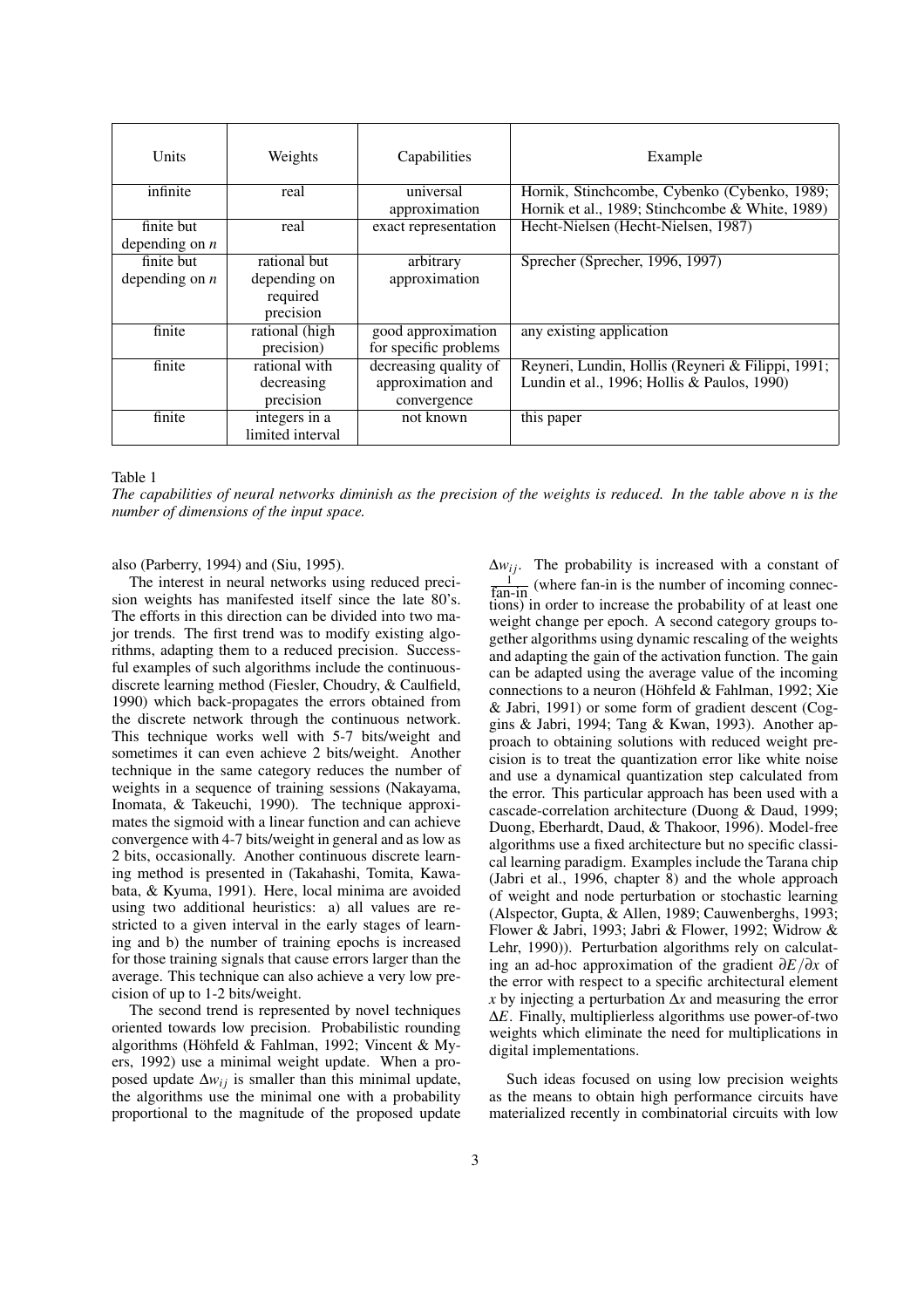| Units | Weights | Capabilities | Example |
|---|---|---|---|
| infinite | real | universal approximation | Hornik, Stinchcombe, Cybenko (Cybenko, 1989; Hornik et al., 1989; Stinchcombe & White, 1989) |
| finite but depending on $n$ | real | exact representation | Hecht-Nielsen (Hecht-Nielsen, 1987) |
| finite but depending on $n$ | rational but depending on required precision | arbitrary approximation | Sprecher (Sprecher, 1996, 1997) |
| finite | rational (high precision) | good approximation for specific problems | any existing application |
| finite | rational with decreasing precision | decreasing quality of approximation and convergence | Reyneri, Lundin, Hollis (Reyneri & Filippi, 1991; Lundin et al., 1996; Hollis & Paulos, 1990) |
| finite | integers in a limited interval | not known | this paper |

Table 1

*The capabilities of neural networks diminish as the precision of the weights is reduced. In the table above n is the number of dimensions of the input space.*

also (Parberry, 1994) and (Siu, 1995).

The interest in neural networks using reduced precision weights has manifested itself since the late 80's. The efforts in this direction can be divided into two major trends. The first trend was to modify existing algorithms, adapting them to a reduced precision. Successful examples of such algorithms include the continuous-discrete learning method (Fiesler, Choudry, & Caulfield, 1990) which back-propagates the errors obtained from the discrete network through the continuous network. This technique works well with 5-7 bits/weight and sometimes it can even achieve 2 bits/weight. Another technique in the same category reduces the number of weights in a sequence of training sessions (Nakayama, Inomata, & Takeuchi, 1990). The technique approximates the sigmoid with a linear function and can achieve convergence with 4-7 bits/weight in general and as low as 2 bits, occasionally. Another continuous discrete learning method is presented in (Takahashi, Tomita, Kawabata, & Kyuma, 1991). Here, local minima are avoided using two additional heuristics: a) all values are restricted to a given interval in the early stages of learning and b) the number of training epochs is increased for those training signals that cause errors larger than the average. This technique can also achieve a very low precision of up to 1-2 bits/weight.

The second trend is represented by novel techniques oriented towards low precision. Probabilistic rounding algorithms (Höhfeld & Fahlman, 1992; Vincent & Myers, 1992) use a minimal weight update. When a proposed update $\Delta w_{ij}$ is smaller than this minimal update, the algorithms use the minimal one with a probability proportional to the magnitude of the proposed update $\Delta w_{ij}$. The probability is increased with a constant of $\frac{1}{\text{fan-in}}$ (where fan-in is the number of incoming connections) in order to increase the probability of at least one weight change per epoch. A second category groups together algorithms using dynamic rescaling of the weights and adapting the gain of the activation function. The gain can be adapted using the average value of the incoming connections to a neuron (Höhfeld & Fahlman, 1992; Xie & Jabri, 1991) or some form of gradient descent (Coggins & Jabri, 1994; Tang & Kwan, 1993). Another approach to obtaining solutions with reduced weight precision is to treat the quantization error like white noise and use a dynamical quantization step calculated from the error. This particular approach has been used with a cascade-correlation architecture (Duong & Daud, 1999; Duong, Eberhardt, Daud, & Thakoor, 1996). Model-free algorithms use a fixed architecture but no specific classical learning paradigm. Examples include the Tarana chip (Jabri et al., 1996, chapter 8) and the whole approach of weight and node perturbation or stochastic learning (Alspector, Gupta, & Allen, 1989; Cauwenberghs, 1993; Flower & Jabri, 1993; Jabri & Flower, 1992; Widrow & Lehr, 1990)). Perturbation algorithms rely on calculating an ad-hoc approximation of the gradient $\partial E/\partial x$ of the error with respect to a specific architectural element $x$ by injecting a perturbation $\Delta x$ and measuring the error $\Delta E$. Finally, multiplierless algorithms use power-of-two weights which eliminate the need for multiplications in digital implementations.

Such ideas focused on using low precision weights as the means to obtain high performance circuits have materialized recently in combinatorial circuits with low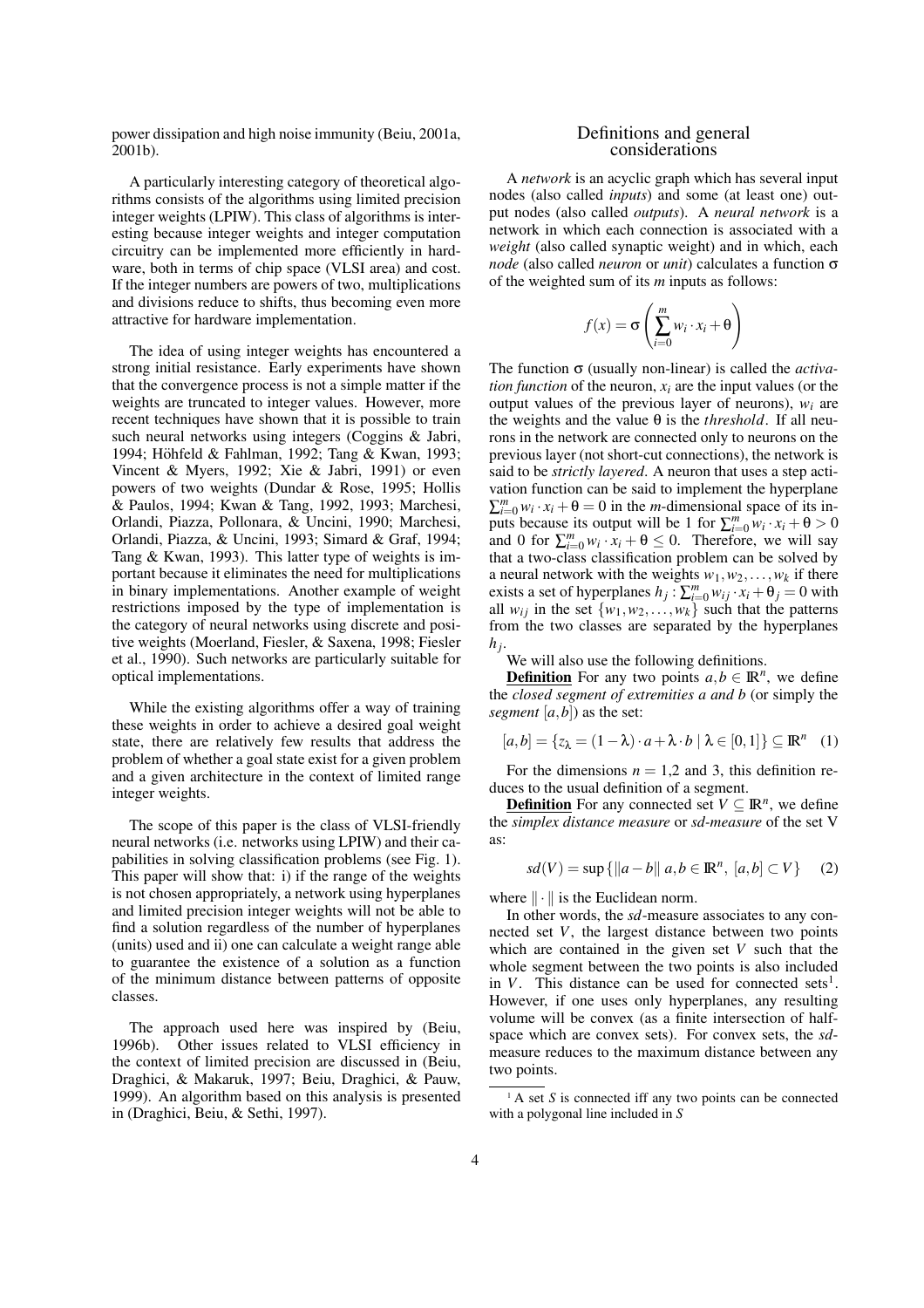power dissipation and high noise immunity (Beiu, 2001a, 2001b).

A particularly interesting category of theoretical algorithms consists of the algorithms using limited precision integer weights (LPIW). This class of algorithms is interesting because integer weights and integer computation circuitry can be implemented more efficiently in hardware, both in terms of chip space (VLSI area) and cost. If the integer numbers are powers of two, multiplications and divisions reduce to shifts, thus becoming even more attractive for hardware implementation.

The idea of using integer weights has encountered a strong initial resistance. Early experiments have shown that the convergence process is not a simple matter if the weights are truncated to integer values. However, more recent techniques have shown that it is possible to train such neural networks using integers (Coggins & Jabri, 1994; Höhfeld & Fahlman, 1992; Tang & Kwan, 1993; Vincent & Myers, 1992; Xie & Jabri, 1991) or even powers of two weights (Dundar & Rose, 1995; Hollis & Paulos, 1994; Kwan & Tang, 1992, 1993; Marchesi, Orlandi, Piazza, Pollonara, & Uncini, 1990; Marchesi, Orlandi, Piazza, & Uncini, 1993; Simard & Graf, 1994; Tang & Kwan, 1993). This latter type of weights is important because it eliminates the need for multiplications in binary implementations. Another example of weight restrictions imposed by the type of implementation is the category of neural networks using discrete and positive weights (Moerland, Fiesler, & Saxena, 1998; Fiesler et al., 1990). Such networks are particularly suitable for optical implementations.

While the existing algorithms offer a way of training these weights in order to achieve a desired goal weight state, there are relatively few results that address the problem of whether a goal state exist for a given problem and a given architecture in the context of limited range integer weights.

The scope of this paper is the class of VLSI-friendly neural networks (i.e. networks using LPIW) and their capabilities in solving classification problems (see Fig. 1). This paper will show that: i) if the range of the weights is not chosen appropriately, a network using hyperplanes and limited precision integer weights will not be able to find a solution regardless of the number of hyperplanes (units) used and ii) one can calculate a weight range able to guarantee the existence of a solution as a function of the minimum distance between patterns of opposite classes.

The approach used here was inspired by (Beiu, 1996b). Other issues related to VLSI efficiency in the context of limited precision are discussed in (Beiu, Draghici, & Makaruk, 1997; Beiu, Draghici, & Pauw, 1999). An algorithm based on this analysis is presented in (Draghici, Beiu, & Sethi, 1997).

## Definitions and general considerations

A *network* is an acyclic graph which has several input nodes (also called *inputs*) and some (at least one) output nodes (also called *outputs*). A *neural network* is a network in which each connection is associated with a *weight* (also called synaptic weight) and in which, each *node* (also called *neuron* or *unit*) calculates a function $\sigma$ of the weighted sum of its $m$ inputs as follows:

$$f(x) = \sigma\left(\sum_{i=0}^{m} w_i \cdot x_i + \theta\right)$$

The function $\sigma$ (usually non-linear) is called the *activation function* of the neuron, $x_i$ are the input values (or the output values of the previous layer of neurons), $w_i$ are the weights and the value $\theta$ is the *threshold*. If all neurons in the network are connected only to neurons on the previous layer (not short-cut connections), the network is said to be *strictly layered*. A neuron that uses a step activation function can be said to implement the hyperplane $\sum_{i=0}^{m} w_i \cdot x_i + \theta = 0$ in the $m$-dimensional space of its inputs because its output will be 1 for $\sum_{i=0}^{m} w_i \cdot x_i + \theta > 0$ and 0 for $\sum_{i=0}^{m} w_i \cdot x_i + \theta \leq 0$. Therefore, we will say that a two-class classification problem can be solved by a neural network with the weights $w_1, w_2, \ldots, w_k$ if there exists a set of hyperplanes $h_j : \sum_{i=0}^{m} w_{ij} \cdot x_i + \theta_j = 0$ with all $w_{ij}$ in the set $\{w_1, w_2, \ldots, w_k\}$ such that the patterns from the two classes are separated by the hyperplanes $h_j$.

We will also use the following definitions.

**Definition** For any two points $a, b \in \mathbb{R}^n$, we define the *closed segment of extremities a and b* (or simply the *segment* $[a,b]$) as the set:

$$[a,b] = \{z_\lambda = (1-\lambda) \cdot a + \lambda \cdot b \mid \lambda \in [0,1]\} \subseteq \mathbb{R}^n \quad (1)$$

For the dimensions $n = 1,2$ and 3, this definition reduces to the usual definition of a segment.

**Definition** For any connected set $V \subseteq \mathbb{R}^n$, we define the *simplex distance measure* or *sd-measure* of the set V as:

$$sd(V) = \sup\{\|a-b\| \; a, b \in \mathbb{R}^n, \; [a,b] \subset V\} \quad (2)$$

where $\|\cdot\|$ is the Euclidean norm.

In other words, the *sd*-measure associates to any connected set $V$, the largest distance between two points which are contained in the given set $V$ such that the whole segment between the two points is also included in $V$. This distance can be used for connected sets[1]. However, if one uses only hyperplanes, any resulting volume will be convex (as a finite intersection of halfspace which are convex sets). For convex sets, the *sd*-measure reduces to the maximum distance between any two points.

[1] A set $S$ is connected iff any two points can be connected with a polygonal line included in $S$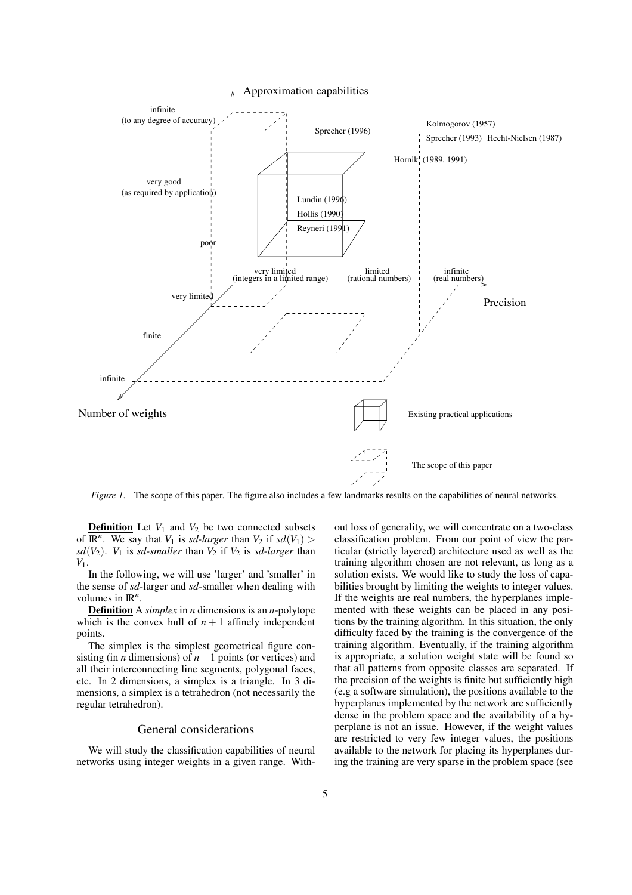*Figure 1.* The scope of this paper. The figure also includes a few landmarks results on the capabilities of neural networks.

**Definition** Let $V_1$ and $V_2$ be two connected subsets of $\mathbb{R}^n$. We say that $V_1$ is *sd-larger* than $V_2$ if $sd(V_1) > sd(V_2)$. $V_1$ is *sd-smaller* than $V_2$ if $V_2$ is *sd-larger* than $V_1$.

In the following, we will use 'larger' and 'smaller' in the sense of *sd*-larger and *sd*-smaller when dealing with volumes in $\mathbb{R}^n$.

**Definition** A *simplex* in $n$ dimensions is an $n$-polytope which is the convex hull of $n+1$ affinely independent points.

The simplex is the simplest geometrical figure consisting (in $n$ dimensions) of $n+1$ points (or vertices) and all their interconnecting line segments, polygonal faces, etc. In 2 dimensions, a simplex is a triangle. In 3 dimensions, a simplex is a tetrahedron (not necessarily the regular tetrahedron).

## General considerations

We will study the classification capabilities of neural networks using integer weights in a given range. Without loss of generality, we will concentrate on a two-class classification problem. From our point of view the particular (strictly layered) architecture used as well as the training algorithm chosen are not relevant, as long as a solution exists. We would like to study the loss of capabilities brought by limiting the weights to integer values. If the weights are real numbers, the hyperplanes implemented with these weights can be placed in any positions by the training algorithm. In this situation, the only difficulty faced by the training is the convergence of the training algorithm. Eventually, if the training algorithm is appropriate, a solution weight state will be found so that all patterns from opposite classes are separated. If the precision of the weights is finite but sufficiently high (e.g a software simulation), the positions available to the hyperplanes implemented by the network are sufficiently dense in the problem space and the availability of a hyperplane is not an issue. However, if the weight values are restricted to very few integer values, the positions available to the network for placing its hyperplanes during the training are very sparse in the problem space (see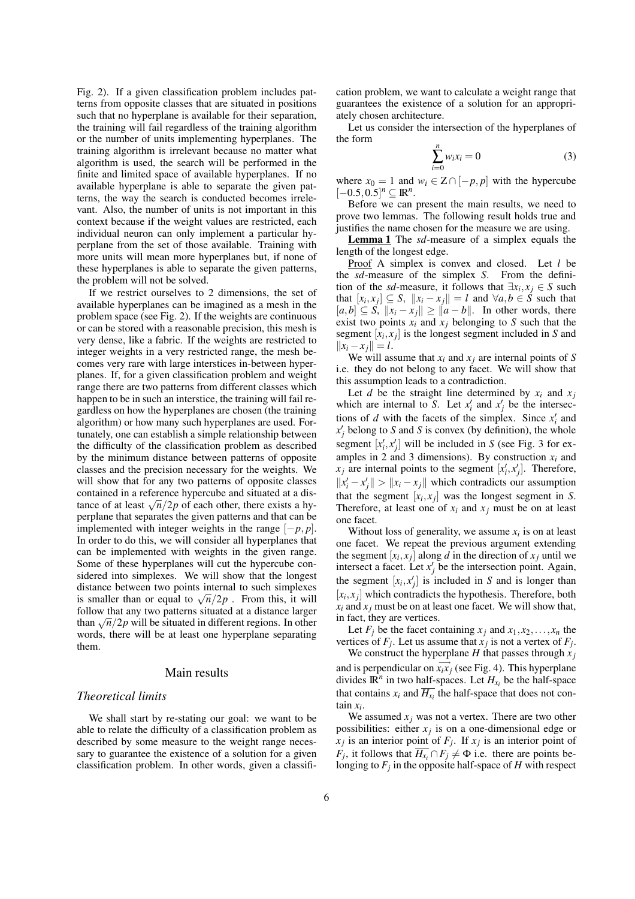Fig. 2). If a given classification problem includes patterns from opposite classes that are situated in positions such that no hyperplane is available for their separation, the training will fail regardless of the training algorithm or the number of units implementing hyperplanes. The training algorithm is irrelevant because no matter what algorithm is used, the search will be performed in the finite and limited space of available hyperplanes. If no available hyperplane is able to separate the given patterns, the way the search is conducted becomes irrelevant. Also, the number of units is not important in this context because if the weight values are restricted, each individual neuron can only implement a particular hyperplane from the set of those available. Training with more units will mean more hyperplanes but, if none of these hyperplanes is able to separate the given patterns, the problem will not be solved.

If we restrict ourselves to 2 dimensions, the set of available hyperplanes can be imagined as a mesh in the problem space (see Fig. 2). If the weights are continuous or can be stored with a reasonable precision, this mesh is very dense, like a fabric. If the weights are restricted to integer weights in a very restricted range, the mesh becomes very rare with large interstices in-between hyperplanes. If, for a given classification problem and weight range there are two patterns from different classes which happen to be in such an interstice, the training will fail regardless on how the hyperplanes are chosen (the training algorithm) or how many such hyperplanes are used. Fortunately, one can establish a simple relationship between the difficulty of the classification problem as described by the minimum distance between patterns of opposite classes and the precision necessary for the weights. We will show that for any two patterns of opposite classes contained in a reference hypercube and situated at a distance of at least $\sqrt{n}/2p$ of each other, there exists a hyperplane that separates the given patterns and that can be implemented with integer weights in the range $[-p,p]$. In order to do this, we will consider all hyperplanes that can be implemented with weights in the given range. Some of these hyperplanes will cut the hypercube considered into simplexes. We will show that the longest distance between two points internal to such simplexes is smaller than or equal to $\sqrt{n}/2p$ . From this, it will follow that any two patterns situated at a distance larger than $\sqrt{n}/2p$ will be situated in different regions. In other words, there will be at least one hyperplane separating them.

## Main results

### *Theoretical limits*

We shall start by re-stating our goal: we want to be able to relate the difficulty of a classification problem as described by some measure to the weight range necessary to guarantee the existence of a solution for a given classification problem. In other words, given a classification problem, we want to calculate a weight range that guarantees the existence of a solution for an appropriately chosen architecture.

Let us consider the intersection of the hyperplanes of the form

$$\sum_{i=0}^{n} w_i x_i = 0 \tag{3}$$

where $x_0 = 1$ and $w_i \in \mathrm{Z} \cap [-p,p]$ with the hypercube $[-0.5,0.5]^n \subseteq \mathrm{I\!R}^n$.

Before we can present the main results, we need to prove two lemmas. The following result holds true and justifies the name chosen for the measure we are using.

**Lemma 1** The *sd*-measure of a simplex equals the length of the longest edge.

Proof A simplex is convex and closed. Let $l$ be the *sd*-measure of the simplex $S$. From the definition of the *sd*-measure, it follows that $\exists x_i, x_j \in S$ such that $[x_i, x_j] \subseteq S$, $\|x_i - x_j\| = l$ and $\forall a, b \in S$ such that $[a,b] \subseteq S$, $\|x_i - x_j\| \geq \|a-b\|$. In other words, there exist two points $x_i$ and $x_j$ belonging to $S$ such that the segment $[x_i, x_j]$ is the longest segment included in $S$ and $\|x_i - x_j\| = l$.

We will assume that $x_i$ and $x_j$ are internal points of $S$ i.e. they do not belong to any facet. We will show that this assumption leads to a contradiction.

Let $d$ be the straight line determined by $x_i$ and $x_j$ which are internal to $S$. Let $x'_i$ and $x'_j$ be the intersections of $d$ with the facets of the simplex. Since $x'_i$ and $x'_j$ belong to $S$ and $S$ is convex (by definition), the whole segment $[x'_i, x'_j]$ will be included in $S$ (see Fig. 3 for examples in 2 and 3 dimensions). By construction $x_i$ and $x_j$ are internal points to the segment $[x'_i, x'_j]$. Therefore, $\|x'_i - x'_j\| > \|x_i - x_j\|$ which contradicts our assumption that the segment $[x_i, x_j]$ was the longest segment in $S$. Therefore, at least one of $x_i$ and $x_j$ must be on at least one facet.

Without loss of generality, we assume $x_i$ is on at least one facet. We repeat the previous argument extending the segment $[x_i, x_j]$ along $d$ in the direction of $x_j$ until we intersect a facet. Let $x'_j$ be the intersection point. Again, the segment $[x_i, x'_j]$ is included in $S$ and is longer than $[x_i, x_j]$ which contradicts the hypothesis. Therefore, both $x_i$ and $x_j$ must be on at least one facet. We will show that, in fact, they are vertices.

Let $F_j$ be the facet containing $x_j$ and $x_1, x_2, \ldots, x_n$ the vertices of $F_j$. Let us assume that $x_j$ is not a vertex of $F_j$.

We construct the hyperplane $H$ that passes through $x_j$ and is perpendicular on $\overrightarrow{x_i x_j}$ (see Fig. 4). This hyperplane divides $\mathrm{I\!R}^n$ in two half-spaces. Let $H_{x_i}$ be the half-space that contains $x_i$ and $\overline{H_{x_i}}$ the half-space that does not contain $x_i$.

We assumed $x_j$ was not a vertex. There are two other possibilities: either $x_j$ is on a one-dimensional edge or $x_j$ is an interior point of $F_j$. If $x_j$ is an interior point of $F_j$, it follows that $\overline{H_{x_i}} \cap F_j \neq \Phi$ i.e. there are points belonging to $F_j$ in the opposite half-space of $H$ with respect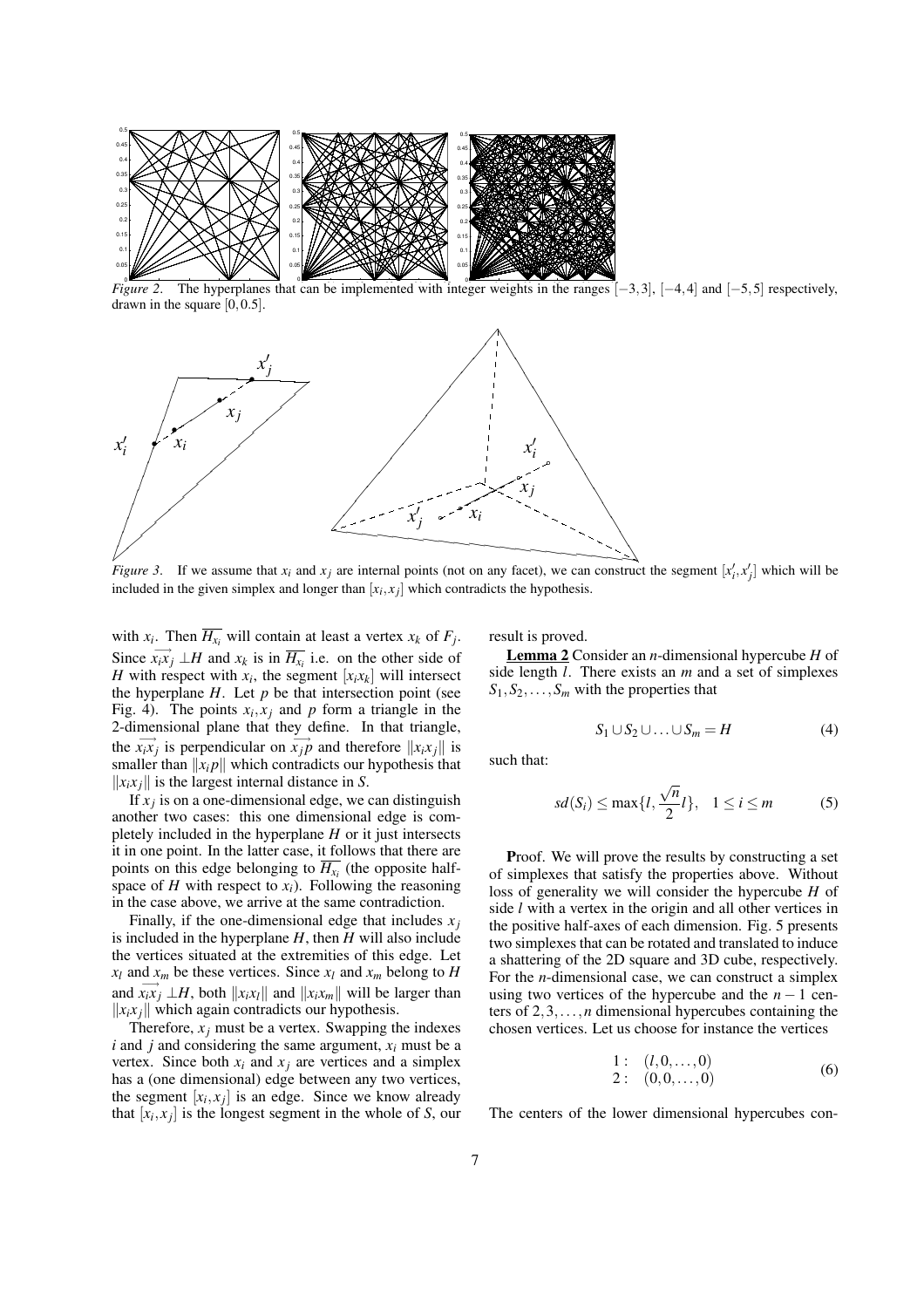*Figure 2.* The hyperplanes that can be implemented with integer weights in the ranges $[-3,3]$, $[-4,4]$ and $[-5,5]$ respectively, drawn in the square $[0,0.5]$.

*Figure 3.* If we assume that $x_i$ and $x_j$ are internal points (not on any facet), we can construct the segment $[x'_i, x'_j]$ which will be included in the given simplex and longer than $[x_i, x_j]$ which contradicts the hypothesis.

with $x_i$. Then $\overline{H_{x_i}}$ will contain at least a vertex $x_k$ of $F_j$. Since $\overrightarrow{x_i x_j} \perp H$ and $x_k$ is in $\overline{H_{x_i}}$ i.e. on the other side of $H$ with respect with $x_i$, the segment $[x_i x_k]$ will intersect the hyperplane $H$. Let $p$ be that intersection point (see Fig. 4). The points $x_i, x_j$ and $p$ form a triangle in the 2-dimensional plane that they define. In that triangle, the $\overrightarrow{x_i x_j}$ is perpendicular on $\overrightarrow{x_j p}$ and therefore $\|x_i x_j\|$ is smaller than $\|x_i p\|$ which contradicts our hypothesis that $\|x_i x_j\|$ is the largest internal distance in $S$.

If $x_j$ is on a one-dimensional edge, we can distinguish another two cases: this one dimensional edge is completely included in the hyperplane $H$ or it just intersects it in one point. In the latter case, it follows that there are points on this edge belonging to $\overline{H_{x_i}}$ (the opposite half-space of $H$ with respect to $x_i$). Following the reasoning in the case above, we arrive at the same contradiction.

Finally, if the one-dimensional edge that includes $x_j$ is included in the hyperplane $H$, then $H$ will also include the vertices situated at the extremities of this edge. Let $x_l$ and $x_m$ be these vertices. Since $x_l$ and $x_m$ belong to $H$ and $\overrightarrow{x_i x_j} \perp H$, both $\|x_i x_l\|$ and $\|x_i x_m\|$ will be larger than $\|x_i x_j\|$ which again contradicts our hypothesis.

Therefore, $x_j$ must be a vertex. Swapping the indexes $i$ and $j$ and considering the same argument, $x_i$ must be a vertex. Since both $x_i$ and $x_j$ are vertices and a simplex has a (one dimensional) edge between any two vertices, the segment $[x_i, x_j]$ is an edge. Since we know already that $[x_i, x_j]$ is the longest segment in the whole of $S$, our result is proved.

**Lemma 2** Consider an $n$-dimensional hypercube $H$ of side length $l$. There exists an $m$ and a set of simplexes $S_1, S_2, \ldots, S_m$ with the properties that

$$S_1 \cup S_2 \cup \ldots \cup S_m = H \tag{4}$$

such that:

$$sd(S_i) \leq \max\{l, \frac{\sqrt{n}}{2} l\}, \quad 1 \leq i \leq m \tag{5}$$

**P**roof. We will prove the results by constructing a set of simplexes that satisfy the properties above. Without loss of generality we will consider the hypercube $H$ of side $l$ with a vertex in the origin and all other vertices in the positive half-axes of each dimension. Fig. 5 presents two simplexes that can be rotated and translated to induce a shattering of the 2D square and 3D cube, respectively. For the $n$-dimensional case, we can construct a simplex using two vertices of the hypercube and the $n-1$ centers of $2, 3, \ldots, n$ dimensional hypercubes containing the chosen vertices. Let us choose for instance the vertices

$$\begin{array}{ll} 1: & (l, 0, \ldots, 0) \\ 2: & (0, 0, \ldots, 0) \end{array} \tag{6}$$

The centers of the lower dimensional hypercubes con-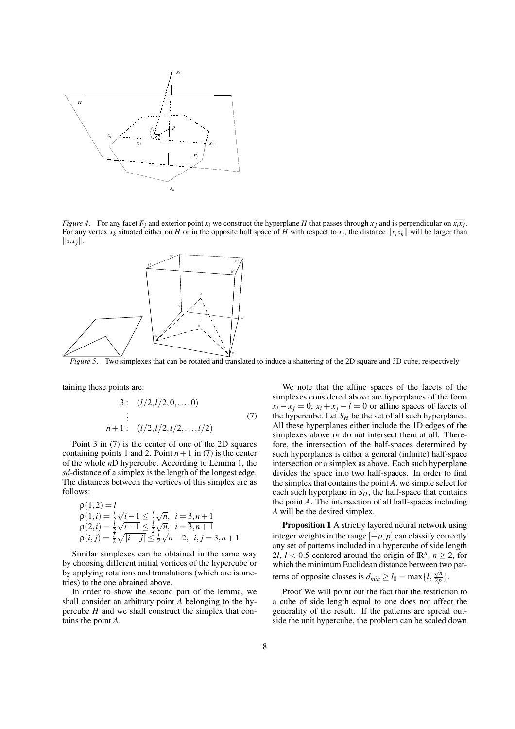*Figure 4.* For any facet $F_j$ and exterior point $x_i$ we construct the hyperplane $H$ that passes through $x_j$ and is perpendicular on $\overrightarrow{x_i x_j}$. For any vertex $x_k$ situated either on $H$ or in the opposite half space of $H$ with respect to $x_i$, the distance $\|x_i x_k\|$ will be larger than $\|x_i x_j\|$.

*Figure 5.* Two simplexes that can be rotated and translated to induce a shattering of the 2D square and 3D cube, respectively

taining these points are:

$$
\begin{array}{rl}
3: & (l/2, l/2, 0, \ldots, 0) \\
\vdots & \\
n+1: & (l/2, l/2, l/2, \ldots, l/2)
\end{array}
\tag{7}
$$

Point 3 in (7) is the center of one of the 2D squares containing points 1 and 2. Point $n+1$ in (7) is the center of the whole $n$D hypercube. According to Lemma 1, the *sd*-distance of a simplex is the length of the longest edge. The distances between the vertices of this simplex are as follows:

$$
\begin{array}{l}
\rho(1,2) = l \\
\rho(1,i) = \frac{l}{2}\sqrt{i-1} \leq \frac{l}{2}\sqrt{n}, \;\; i = \overline{3, n+1} \\
\rho(2,i) = \frac{l}{2}\sqrt{i-1} \leq \frac{l}{2}\sqrt{n}, \;\; i = \overline{3, n+1} \\
\rho(i,j) = \frac{l}{2}\sqrt{|i-j|} \leq \frac{l}{2}\sqrt{n-2}, \;\; i,j = \overline{3, n+1}
\end{array}
$$

Similar simplexes can be obtained in the same way by choosing different initial vertices of the hypercube or by applying rotations and translations (which are isometries) to the one obtained above.

In order to show the second part of the lemma, we shall consider an arbitrary point $A$ belonging to the hypercube $H$ and we shall construct the simplex that contains the point $A$.

We note that the affine spaces of the facets of the simplexes considered above are hyperplanes of the form $x_i - x_j = 0$, $x_i + x_j - l = 0$ or affine spaces of facets of the hypercube. Let $S_H$ be the set of all such hyperplanes. All these hyperplanes either include the 1D edges of the simplexes above or do not intersect them at all. Therefore, the intersection of the half-spaces determined by such hyperplanes is either a general (infinite) half-space intersection or a simplex as above. Each such hyperplane divides the space into two half-spaces. In order to find the simplex that contains the point $A$, we simple select for each such hyperplane in $S_H$, the half-space that contains the point $A$. The intersection of all half-spaces including $A$ will be the desired simplex.

**Proposition 1** A strictly layered neural network using integer weights in the range $[-p, p]$ can classify correctly any set of patterns included in a hypercube of side length $2l$, $l < 0.5$ centered around the origin of $\mathbb{R}^n$, $n \geq 2$, for which the minimum Euclidean distance between two patterns of opposite classes is $d_{min} \geq l_0 = \max\{l, \frac{\sqrt{n}}{2p}\}$.

Proof We will point out the fact that the restriction to a cube of side length equal to one does not affect the generality of the result. If the patterns are spread outside the unit hypercube, the problem can be scaled down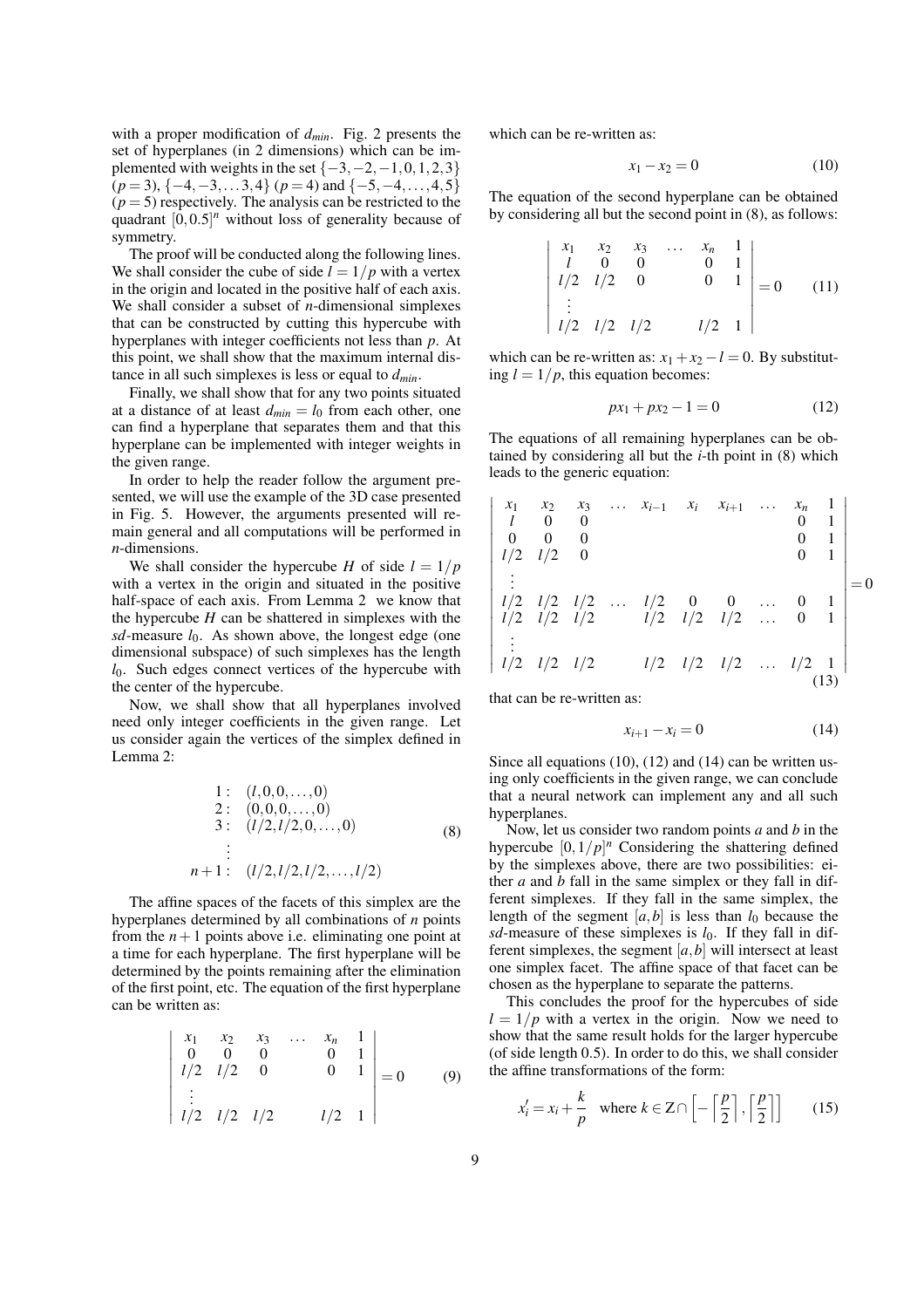with a proper modification of $d_{min}$. Fig. 2 presents the set of hyperplanes (in 2 dimensions) which can be implemented with weights in the set $\{-3,-2,-1,0,1,2,3\}$ ($p=3$), $\{-4,-3,\ldots 3,4\}$ ($p=4$) and $\{-5,-4,\ldots,4,5\}$ ($p=5$) respectively. The analysis can be restricted to the quadrant $[0,0.5]^n$ without loss of generality because of symmetry.

The proof will be conducted along the following lines. We shall consider the cube of side $l=1/p$ with a vertex in the origin and located in the positive half of each axis. We shall consider a subset of $n$-dimensional simplexes that can be constructed by cutting this hypercube with hyperplanes with integer coefficients not less than $p$. At this point, we shall show that the maximum internal distance in all such simplexes is less or equal to $d_{min}$.

Finally, we shall show that for any two points situated at a distance of at least $d_{min}=l_0$ from each other, one can find a hyperplane that separates them and that this hyperplane can be implemented with integer weights in the given range.

In order to help the reader follow the argument presented, we will use the example of the 3D case presented in Fig. 5. However, the arguments presented will remain general and all computations will be performed in $n$-dimensions.

We shall consider the hypercube $H$ of side $l=1/p$ with a vertex in the origin and situated in the positive half-space of each axis. From Lemma 2 we know that the hypercube $H$ can be shattered in simplexes with the $sd$-measure $l_0$. As shown above, the longest edge (one dimensional subspace) of such simplexes has the length $l_0$. Such edges connect vertices of the hypercube with the center of the hypercube.

Now, we shall show that all hyperplanes involved need only integer coefficients in the given range. Let us consider again the vertices of the simplex defined in Lemma 2:

$$\begin{array}{rl}
1: & (l,0,0,\ldots,0)\\
2: & (0,0,0,\ldots,0)\\
3: & (l/2,l/2,0,\ldots,0)\\
\vdots & \\
n+1: & (l/2,l/2,l/2,\ldots,l/2)
\end{array} \tag{8}$$

The affine spaces of the facets of this simplex are the hyperplanes determined by all combinations of $n$ points from the $n+1$ points above i.e. eliminating one point at a time for each hyperplane. The first hyperplane will be determined by the points remaining after the elimination of the first point, etc. The equation of the first hyperplane can be written as:

$$\begin{vmatrix}
x_1 & x_2 & x_3 & \ldots & x_n & 1\\
0 & 0 & 0 & & 0 & 1\\
l/2 & l/2 & 0 & & 0 & 1\\
\vdots & & & & & \\
l/2 & l/2 & l/2 & & l/2 & 1
\end{vmatrix} = 0 \tag{9}$$

which can be re-written as:

$$x_1 - x_2 = 0 \tag{10}$$

The equation of the second hyperplane can be obtained by considering all but the second point in (8), as follows:

$$\begin{vmatrix}
x_1 & x_2 & x_3 & \ldots & x_n & 1\\
l & 0 & 0 & & 0 & 1\\
l/2 & l/2 & 0 & & 0 & 1\\
\vdots & & & & & \\
l/2 & l/2 & l/2 & & l/2 & 1
\end{vmatrix} = 0 \tag{11}$$

which can be re-written as: $x_1+x_2-l=0$. By substituting $l=1/p$, this equation becomes:

$$px_1 + px_2 - 1 = 0 \tag{12}$$

The equations of all remaining hyperplanes can be obtained by considering all but the $i$-th point in (8) which leads to the generic equation:

$$\begin{vmatrix}
x_1 & x_2 & x_3 & \ldots & x_{i-1} & x_i & x_{i+1} & \ldots & x_n & 1\\
l & 0 & 0 & & & & & & 0 & 1\\
0 & 0 & 0 & & & & & & 0 & 1\\
l/2 & l/2 & 0 & & & & & & 0 & 1\\
\vdots & & & & & & & & & \\
l/2 & l/2 & l/2 & \ldots & l/2 & 0 & 0 & \ldots & 0 & 1\\
l/2 & l/2 & l/2 & & l/2 & l/2 & l/2 & \ldots & 0 & 1\\
\vdots & & & & & & & & & \\
l/2 & l/2 & l/2 & & l/2 & l/2 & l/2 & \ldots & l/2 & 1
\end{vmatrix} = 0 \tag{13}$$

that can be re-written as:

$$x_{i+1} - x_i = 0 \tag{14}$$

Since all equations (10), (12) and (14) can be written using only coefficients in the given range, we can conclude that a neural network can implement any and all such hyperplanes.

Now, let us consider two random points $a$ and $b$ in the hypercube $[0,1/p]^n$ Considering the shattering defined by the simplexes above, there are two possibilities: either $a$ and $b$ fall in the same simplex or they fall in different simplexes. If they fall in the same simplex, the length of the segment $[a,b]$ is less than $l_0$ because the $sd$-measure of these simplexes is $l_0$. If they fall in different simplexes, the segment $[a,b]$ will intersect at least one simplex facet. The affine space of that facet can be chosen as the hyperplane to separate the patterns.

This concludes the proof for the hypercubes of side $l=1/p$ with a vertex in the origin. Now we need to show that the same result holds for the larger hypercube (of side length 0.5). In order to do this, we shall consider the affine transformations of the form:

$$x_i' = x_i + \frac{k}{p} \quad \text{where } k \in \mathbb{Z} \cap \left[-\left\lceil \frac{p}{2} \right\rceil, \left\lceil \frac{p}{2} \right\rceil\right] \tag{15}$$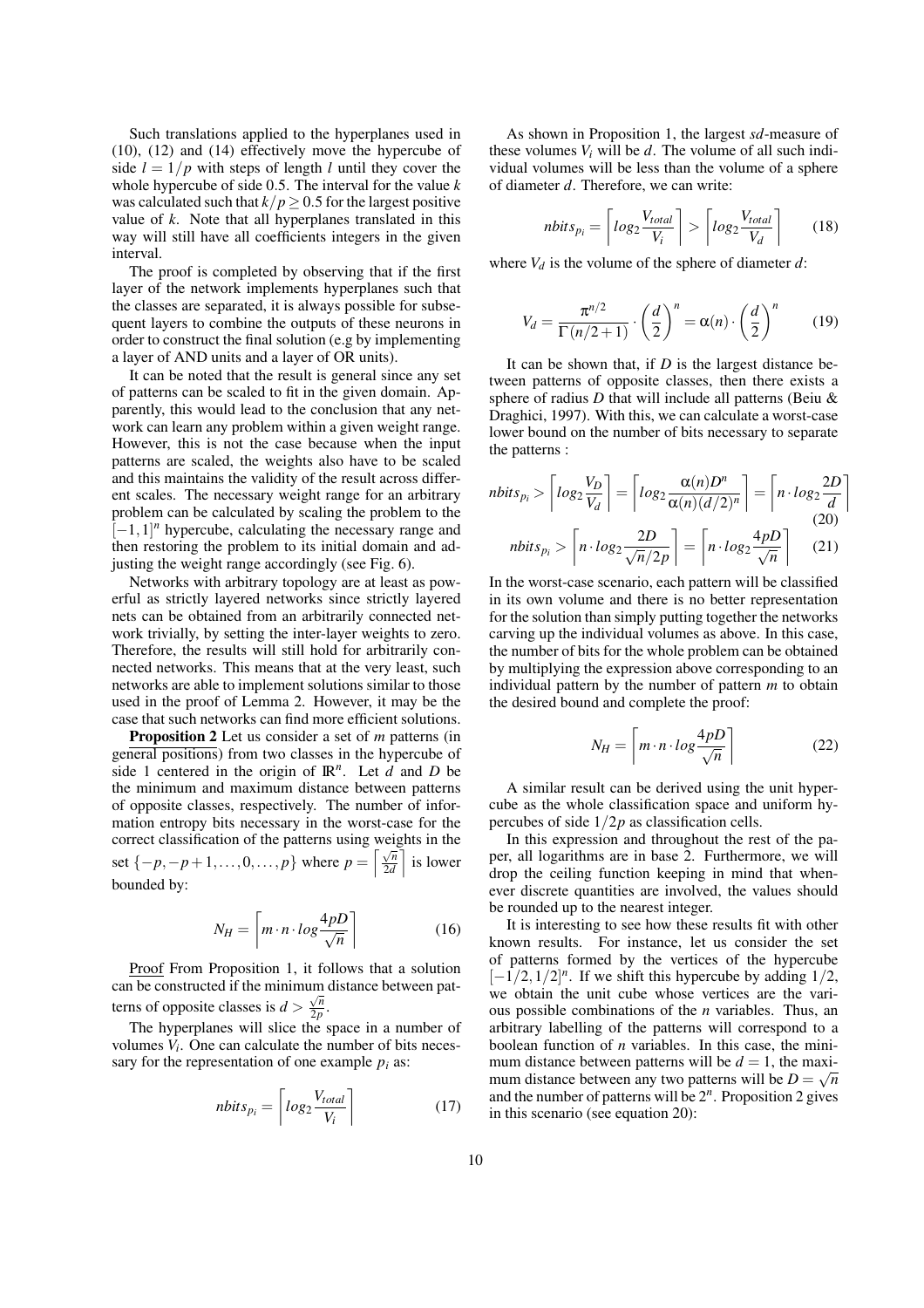Such translations applied to the hyperplanes used in (10), (12) and (14) effectively move the hypercube of side $l = 1/p$ with steps of length $l$ until they cover the whole hypercube of side 0.5. The interval for the value $k$ was calculated such that $k/p \geq 0.5$ for the largest positive value of $k$. Note that all hyperplanes translated in this way will still have all coefficients integers in the given interval.

The proof is completed by observing that if the first layer of the network implements hyperplanes such that the classes are separated, it is always possible for subsequent layers to combine the outputs of these neurons in order to construct the final solution (e.g by implementing a layer of AND units and a layer of OR units).

It can be noted that the result is general since any set of patterns can be scaled to fit in the given domain. Apparently, this would lead to the conclusion that any network can learn any problem within a given weight range. However, this is not the case because when the input patterns are scaled, the weights also have to be scaled and this maintains the validity of the result across different scales. The necessary weight range for an arbitrary problem can be calculated by scaling the problem to the $[-1,1]^n$ hypercube, calculating the necessary range and then restoring the problem to its initial domain and adjusting the weight range accordingly (see Fig. 6).

Networks with arbitrary topology are at least as powerful as strictly layered networks since strictly layered nets can be obtained from an arbitrarily connected network trivially, by setting the inter-layer weights to zero. Therefore, the results will still hold for arbitrarily connected networks. This means that at the very least, such networks are able to implement solutions similar to those used in the proof of Lemma 2. However, it may be the case that such networks can find more efficient solutions.

**Proposition 2** Let us consider a set of $m$ patterns (in general positions) from two classes in the hypercube of side 1 centered in the origin of $\mathbb{R}^n$. Let $d$ and $D$ be the minimum and maximum distance between patterns of opposite classes, respectively. The number of information entropy bits necessary in the worst-case for the correct classification of the patterns using weights in the set $\{-p, -p+1, \ldots, 0, \ldots, p\}$ where $p = \left\lceil \frac{\sqrt{n}}{2d} \right\rceil$ is lower bounded by:

$$N_H = \left\lceil m \cdot n \cdot log \frac{4pD}{\sqrt{n}} \right\rceil \tag{16}$$

Proof From Proposition 1, it follows that a solution can be constructed if the minimum distance between patterns of opposite classes is $d > \frac{\sqrt{n}}{2p}$.

The hyperplanes will slice the space in a number of volumes $V_i$. One can calculate the number of bits necessary for the representation of one example $p_i$ as:

$$nbits_{p_i} = \left\lceil log_2 \frac{V_{total}}{V_i} \right\rceil \tag{17}$$

As shown in Proposition 1, the largest *sd*-measure of these volumes $V_i$ will be $d$. The volume of all such individual volumes will be less than the volume of a sphere of diameter $d$. Therefore, we can write:

$$nbits_{p_i} = \left\lceil log_2 \frac{V_{total}}{V_i} \right\rceil > \left\lceil log_2 \frac{V_{total}}{V_d} \right\rceil \tag{18}$$

where $V_d$ is the volume of the sphere of diameter $d$:

$$V_d = \frac{\pi^{n/2}}{\Gamma(n/2+1)} \cdot \left(\frac{d}{2}\right)^n = \alpha(n) \cdot \left(\frac{d}{2}\right)^n \tag{19}$$

It can be shown that, if $D$ is the largest distance between patterns of opposite classes, then there exists a sphere of radius $D$ that will include all patterns (Beiu & Draghici, 1997). With this, we can calculate a worst-case lower bound on the number of bits necessary to separate the patterns :

$$nbits_{p_i} > \left\lceil log_2 \frac{V_D}{V_d} \right\rceil = \left\lceil log_2 \frac{\alpha(n) D^n}{\alpha(n)(d/2)^n} \right\rceil = \left\lceil n \cdot log_2 \frac{2D}{d} \right\rceil \tag{20}$$

$$nbits_{p_i} > \left\lceil n \cdot log_2 \frac{2D}{\sqrt{n}/2p} \right\rceil = \left\lceil n \cdot log_2 \frac{4pD}{\sqrt{n}} \right\rceil \tag{21}$$

In the worst-case scenario, each pattern will be classified in its own volume and there is no better representation for the solution than simply putting together the networks carving up the individual volumes as above. In this case, the number of bits for the whole problem can be obtained by multiplying the expression above corresponding to an individual pattern by the number of pattern $m$ to obtain the desired bound and complete the proof:

$$N_H = \left\lceil m \cdot n \cdot log \frac{4pD}{\sqrt{n}} \right\rceil \tag{22}$$

A similar result can be derived using the unit hypercube as the whole classification space and uniform hypercubes of side $1/2p$ as classification cells.

In this expression and throughout the rest of the paper, all logarithms are in base 2. Furthermore, we will drop the ceiling function keeping in mind that whenever discrete quantities are involved, the values should be rounded up to the nearest integer.

It is interesting to see how these results fit with other known results. For instance, let us consider the set of patterns formed by the vertices of the hypercube $[-1/2, 1/2]^n$. If we shift this hypercube by adding $1/2$, we obtain the unit cube whose vertices are the various possible combinations of the $n$ variables. Thus, an arbitrary labelling of the patterns will correspond to a boolean function of $n$ variables. In this case, the minimum distance between patterns will be $d = 1$, the maximum distance between any two patterns will be $D = \sqrt{n}$ and the number of patterns will be $2^n$. Proposition 2 gives in this scenario (see equation 20):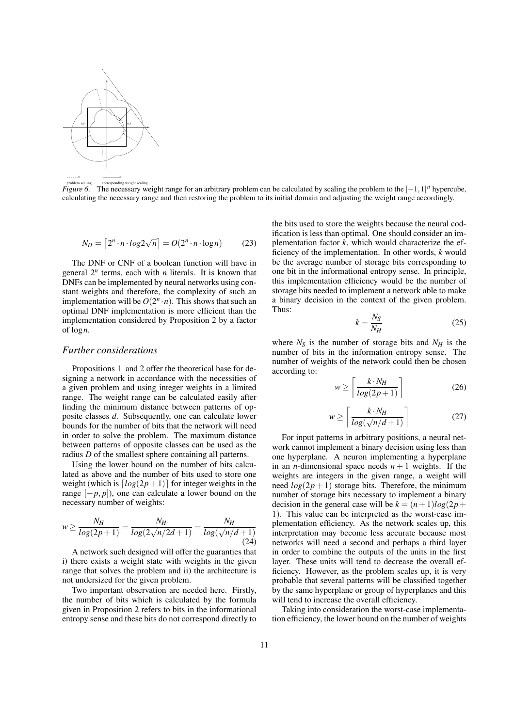*Figure 6.* The necessary weight range for an arbitrary problem can be calculated by scaling the problem to the $[-1,1]^n$ hypercube, calculating the necessary range and then restoring the problem to its initial domain and adjusting the weight range accordingly.

$$N_H = \left\lceil 2^n \cdot n \cdot log 2\sqrt{n} \right\rceil = O(2^n \cdot n \cdot \log n) \tag{23}$$

The DNF or CNF of a boolean function will have in general $2^n$ terms, each with $n$ literals. It is known that DNFs can be implemented by neural networks using constant weights and therefore, the complexity of such an implementation will be $O(2^n \cdot n)$. This shows that such an optimal DNF implementation is more efficient than the implementation considered by Proposition 2 by a factor of $\log n$.

## *Further considerations*

Propositions 1 and 2 offer the theoretical base for designing a network in accordance with the necessities of a given problem and using integer weights in a limited range. The weight range can be calculated easily after finding the minimum distance between patterns of opposite classes $d$. Subsequently, one can calculate lower bounds for the number of bits that the network will need in order to solve the problem. The maximum distance between patterns of opposite classes can be used as the radius $D$ of the smallest sphere containing all patterns.

Using the lower bound on the number of bits calculated as above and the number of bits used to store one weight (which is $\lceil log(2p+1) \rceil$ for integer weights in the range $[-p, p]$), one can calculate a lower bound on the necessary number of weights:

$$w \geq \frac{N_H}{log(2p+1)} = \frac{N_H}{log(2\sqrt{n}/2d+1)} = \frac{N_H}{log(\sqrt{n}/d+1)} \tag{24}$$

A network such designed will offer the guaranties that i) there exists a weight state with weights in the given range that solves the problem and ii) the architecture is not undersized for the given problem.

Two important observation are needed here. Firstly, the number of bits which is calculated by the formula given in Proposition 2 refers to bits in the informational entropy sense and these bits do not correspond directly to the bits used to store the weights because the neural codification is less than optimal. One should consider an implementation factor $k$, which would characterize the efficiency of the implementation. In other words, $k$ would be the average number of storage bits corresponding to one bit in the informational entropy sense. In principle, this implementation efficiency would be the number of storage bits needed to implement a network able to make a binary decision in the context of the given problem. Thus:

$$k = \frac{N_S}{N_H} \tag{25}$$

where $N_S$ is the number of storage bits and $N_H$ is the number of bits in the information entropy sense. The number of weights of the network could then be chosen according to:

$$w \geq \left\lceil \frac{k \cdot N_H}{log(2p+1)} \right\rceil \tag{26}$$

$$w \geq \left\lceil \frac{k \cdot N_H}{log(\sqrt{n}/d+1)} \right\rceil \tag{27}$$

For input patterns in arbitrary positions, a neural network cannot implement a binary decision using less than one hyperplane. A neuron implementing a hyperplane in an $n$-dimensional space needs $n+1$ weights. If the weights are integers in the given range, a weight will need $log(2p+1)$ storage bits. Therefore, the minimum number of storage bits necessary to implement a binary decision in the general case will be $k = (n+1)log(2p+1)$. This value can be interpreted as the worst-case implementation efficiency. As the network scales up, this interpretation may become less accurate because most networks will need a second and perhaps a third layer in order to combine the outputs of the units in the first layer. These units will tend to decrease the overall efficiency. However, as the problem scales up, it is very probable that several patterns will be classified together by the same hyperplane or group of hyperplanes and this will tend to increase the overall efficiency.

Taking into consideration the worst-case implementation efficiency, the lower bound on the number of weights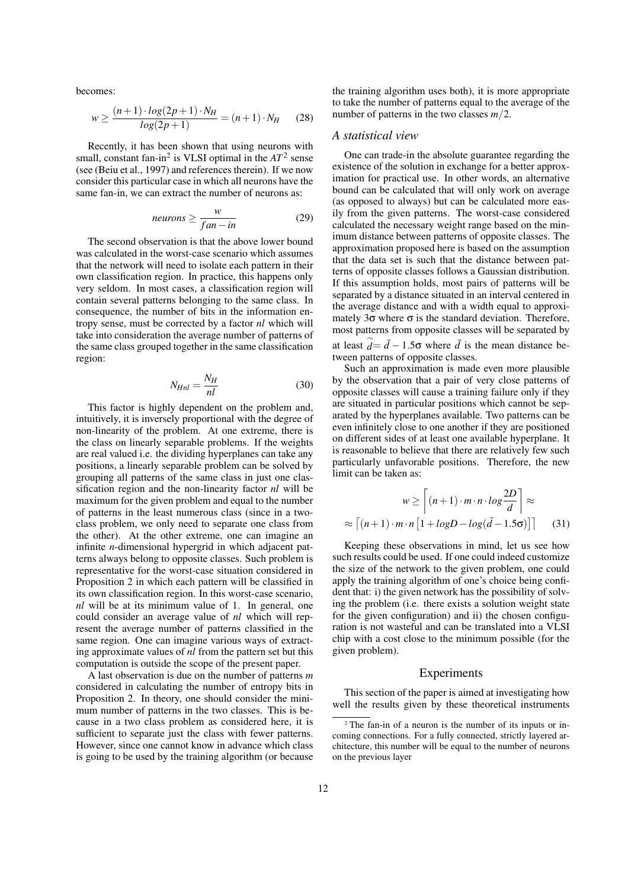becomes:

$$w \geq \frac{(n+1) \cdot log(2p+1) \cdot N_H}{log(2p+1)} = (n+1) \cdot N_H \quad (28)$$

Recently, it has been shown that using neurons with small, constant fan-in[2] is VLSI optimal in the $AT^2$ sense (see (Beiu et al., 1997) and references therein). If we now consider this particular case in which all neurons have the same fan-in, we can extract the number of neurons as:

$$neurons \geq \frac{w}{fan-in} \quad (29)$$

The second observation is that the above lower bound was calculated in the worst-case scenario which assumes that the network will need to isolate each pattern in their own classification region. In practice, this happens only very seldom. In most cases, a classification region will contain several patterns belonging to the same class. In consequence, the number of bits in the information entropy sense, must be corrected by a factor *nl* which will take into consideration the average number of patterns of the same class grouped together in the same classification region:

$$N_{Hnl} = \frac{N_H}{nl} \quad (30)$$

This factor is highly dependent on the problem and, intuitively, it is inversely proportional with the degree of non-linearity of the problem. At one extreme, there is the class on linearly separable problems. If the weights are real valued i.e. the dividing hyperplanes can take any positions, a linearly separable problem can be solved by grouping all patterns of the same class in just one classification region and the non-linearity factor *nl* will be maximum for the given problem and equal to the number of patterns in the least numerous class (since in a two-class problem, we only need to separate one class from the other). At the other extreme, one can imagine an infinite *n*-dimensional hypergrid in which adjacent patterns always belong to opposite classes. Such problem is representative for the worst-case situation considered in Proposition 2 in which each pattern will be classified in its own classification region. In this worst-case scenario, *nl* will be at its minimum value of 1. In general, one could consider an average value of *nl* which will represent the average number of patterns classified in the same region. One can imagine various ways of extracting approximate values of *nl* from the pattern set but this computation is outside the scope of the present paper.

A last observation is due on the number of patterns *m* considered in calculating the number of entropy bits in Proposition 2. In theory, one should consider the minimum number of patterns in the two classes. This is because in a two class problem as considered here, it is sufficient to separate just the class with fewer patterns. However, since one cannot know in advance which class is going to be used by the training algorithm (or because the training algorithm uses both), it is more appropriate to take the number of patterns equal to the average of the number of patterns in the two classes $m/2$.

### A statistical view

One can trade-in the absolute guarantee regarding the existence of the solution in exchange for a better approximation for practical use. In other words, an alternative bound can be calculated that will only work on average (as opposed to always) but can be calculated more easily from the given patterns. The worst-case considered calculated the necessary weight range based on the minimum distance between patterns of opposite classes. The approximation proposed here is based on the assumption that the data set is such that the distance between patterns of opposite classes follows a Gaussian distribution. If this assumption holds, most pairs of patterns will be separated by a distance situated in an interval centered in the average distance and with a width equal to approximately $3\sigma$ where $\sigma$ is the standard deviation. Therefore, most patterns from opposite classes will be separated by at least $\tilde{d} = \bar{d} - 1.5\sigma$ where $\bar{d}$ is the mean distance between patterns of opposite classes.

Such an approximation is made even more plausible by the observation that a pair of very close patterns of opposite classes will cause a training failure only if they are situated in particular positions which cannot be separated by the hyperplanes available. Two patterns can be even infinitely close to one another if they are positioned on different sides of at least one available hyperplane. It is reasonable to believe that there are relatively few such particularly unfavorable positions. Therefore, the new limit can be taken as:

$$w \geq \left\lceil (n+1) \cdot m \cdot n \cdot log\frac{2D}{\tilde{d}} \right\rceil \approx$$
$$\approx \left\lceil (n+1) \cdot m \cdot n \left[1 + logD - log(\bar{d} - 1.5\sigma)\right] \right\rceil \quad (31)$$

Keeping these observations in mind, let us see how such results could be used. If one could indeed customize the size of the network to the given problem, one could apply the training algorithm of one's choice being confident that: i) the given network has the possibility of solving the problem (i.e. there exists a solution weight state for the given configuration) and ii) the chosen configuration is not wasteful and can be translated into a VLSI chip with a cost close to the minimum possible (for the given problem).

## Experiments

This section of the paper is aimed at investigating how well the results given by these theoretical instruments

[2] The fan-in of a neuron is the number of its inputs or incoming connections. For a fully connected, strictly layered architecture, this number will be equal to the number of neurons on the previous layer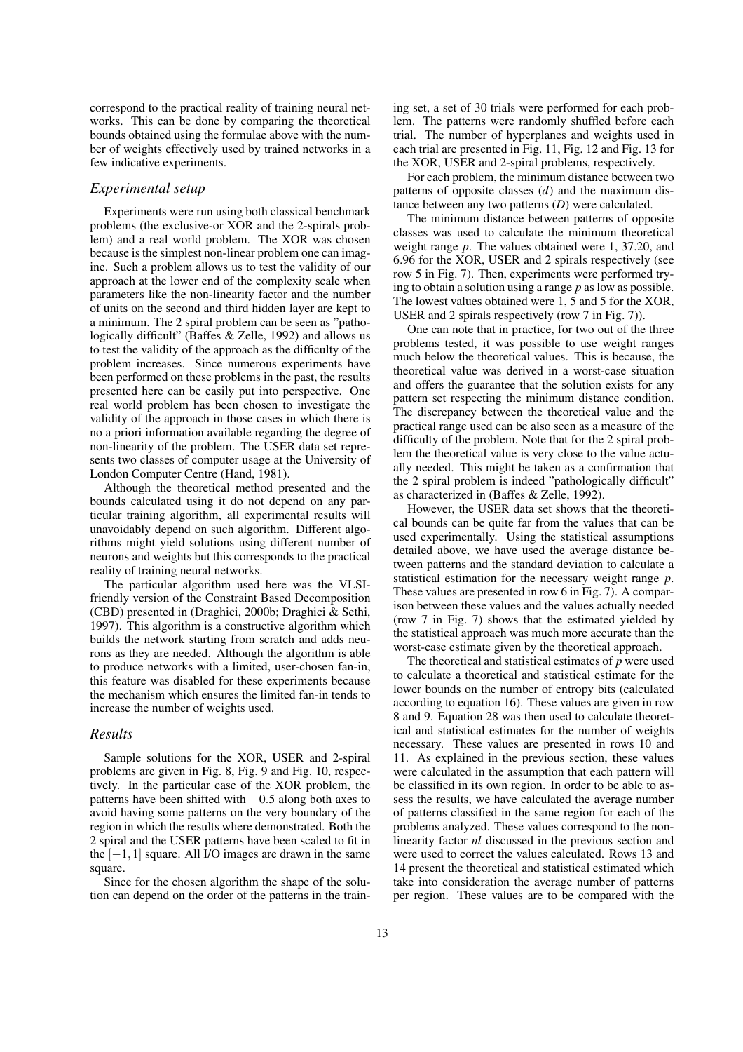correspond to the practical reality of training neural networks. This can be done by comparing the theoretical bounds obtained using the formulae above with the number of weights effectively used by trained networks in a few indicative experiments.

### *Experimental setup*

Experiments were run using both classical benchmark problems (the exclusive-or XOR and the 2-spirals problem) and a real world problem. The XOR was chosen because is the simplest non-linear problem one can imagine. Such a problem allows us to test the validity of our approach at the lower end of the complexity scale when parameters like the non-linearity factor and the number of units on the second and third hidden layer are kept to a minimum. The 2 spiral problem can be seen as "pathologically difficult" (Baffes & Zelle, 1992) and allows us to test the validity of the approach as the difficulty of the problem increases. Since numerous experiments have been performed on these problems in the past, the results presented here can be easily put into perspective. One real world problem has been chosen to investigate the validity of the approach in those cases in which there is no a priori information available regarding the degree of non-linearity of the problem. The USER data set represents two classes of computer usage at the University of London Computer Centre (Hand, 1981).

Although the theoretical method presented and the bounds calculated using it do not depend on any particular training algorithm, all experimental results will unavoidably depend on such algorithm. Different algorithms might yield solutions using different number of neurons and weights but this corresponds to the practical reality of training neural networks.

The particular algorithm used here was the VLSI-friendly version of the Constraint Based Decomposition (CBD) presented in (Draghici, 2000b; Draghici & Sethi, 1997). This algorithm is a constructive algorithm which builds the network starting from scratch and adds neurons as they are needed. Although the algorithm is able to produce networks with a limited, user-chosen fan-in, this feature was disabled for these experiments because the mechanism which ensures the limited fan-in tends to increase the number of weights used.

### *Results*

Sample solutions for the XOR, USER and 2-spiral problems are given in Fig. 8, Fig. 9 and Fig. 10, respectively. In the particular case of the XOR problem, the patterns have been shifted with $-0.5$ along both axes to avoid having some patterns on the very boundary of the region in which the results where demonstrated. Both the 2 spiral and the USER patterns have been scaled to fit in the $[-1,1]$ square. All I/O images are drawn in the same square.

Since for the chosen algorithm the shape of the solution can depend on the order of the patterns in the training set, a set of 30 trials were performed for each problem. The patterns were randomly shuffled before each trial. The number of hyperplanes and weights used in each trial are presented in Fig. 11, Fig. 12 and Fig. 13 for the XOR, USER and 2-spiral problems, respectively.

For each problem, the minimum distance between two patterns of opposite classes ($d$) and the maximum distance between any two patterns ($D$) were calculated.

The minimum distance between patterns of opposite classes was used to calculate the minimum theoretical weight range $p$. The values obtained were 1, 37.20, and 6.96 for the XOR, USER and 2 spirals respectively (see row 5 in Fig. 7). Then, experiments were performed trying to obtain a solution using a range $p$ as low as possible. The lowest values obtained were 1, 5 and 5 for the XOR, USER and 2 spirals respectively (row 7 in Fig. 7)).

One can note that in practice, for two out of the three problems tested, it was possible to use weight ranges much below the theoretical values. This is because, the theoretical value was derived in a worst-case situation and offers the guarantee that the solution exists for any pattern set respecting the minimum distance condition. The discrepancy between the theoretical value and the practical range used can be also seen as a measure of the difficulty of the problem. Note that for the 2 spiral problem the theoretical value is very close to the value actually needed. This might be taken as a confirmation that the 2 spiral problem is indeed "pathologically difficult" as characterized in (Baffes & Zelle, 1992).

However, the USER data set shows that the theoretical bounds can be quite far from the values that can be used experimentally. Using the statistical assumptions detailed above, we have used the average distance between patterns and the standard deviation to calculate a statistical estimation for the necessary weight range $p$. These values are presented in row 6 in Fig. 7). A comparison between these values and the values actually needed (row 7 in Fig. 7) shows that the estimated yielded by the statistical approach was much more accurate than the worst-case estimate given by the theoretical approach.

The theoretical and statistical estimates of $p$ were used to calculate a theoretical and statistical estimate for the lower bounds on the number of entropy bits (calculated according to equation 16). These values are given in row 8 and 9. Equation 28 was then used to calculate theoretical and statistical estimates for the number of weights necessary. These values are presented in rows 10 and 11. As explained in the previous section, these values were calculated in the assumption that each pattern will be classified in its own region. In order to be able to assess the results, we have calculated the average number of patterns classified in the same region for each of the problems analyzed. These values correspond to the nonlinearity factor $nl$ discussed in the previous section and were used to correct the values calculated. Rows 13 and 14 present the theoretical and statistical estimated which take into consideration the average number of patterns per region. These values are to be compared with the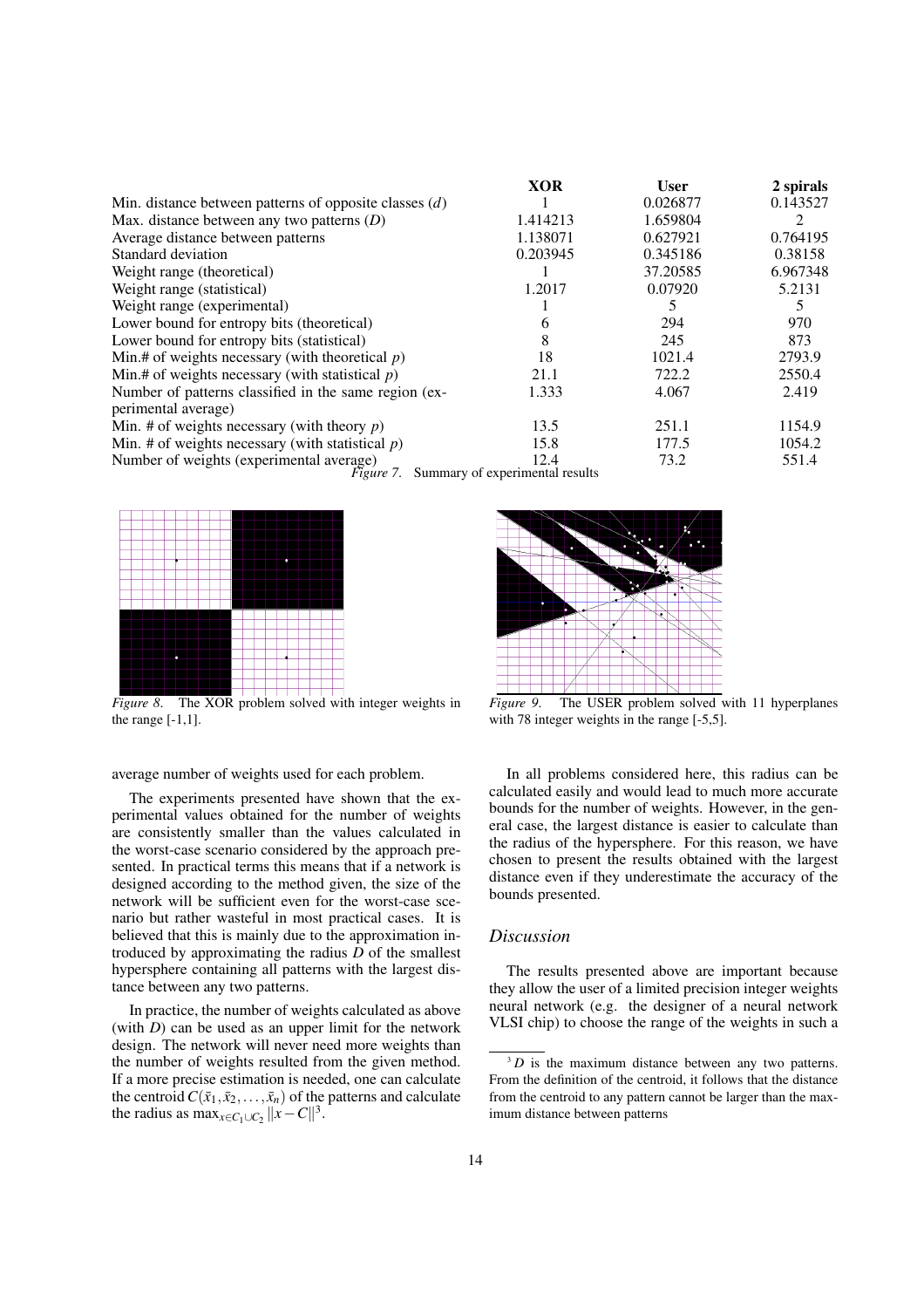| | XOR | User | 2 spirals |
|---|---|---|---|
| Min. distance between patterns of opposite classes ($d$) | 1 | 0.026877 | 0.143527 |
| Max. distance between any two patterns ($D$) | 1.414213 | 1.659804 | 2 |
| Average distance between patterns | 1.138071 | 0.627921 | 0.764195 |
| Standard deviation | 0.203945 | 0.345186 | 0.38158 |
| Weight range (theoretical) | 1 | 37.20585 | 6.967348 |
| Weight range (statistical) | 1.2017 | 0.07920 | 5.2131 |
| Weight range (experimental) | 1 | 5 | 5 |
| Lower bound for entropy bits (theoretical) | 6 | 294 | 970 |
| Lower bound for entropy bits (statistical) | 8 | 245 | 873 |
| Min.# of weights necessary (with theoretical $p$) | 18 | 1021.4 | 2793.9 |
| Min.# of weights necessary (with statistical $p$) | 21.1 | 722.2 | 2550.4 |
| Number of patterns classified in the same region (experimental average) | 1.333 | 4.067 | 2.419 |
| Min. # of weights necessary (with theory $p$) | 13.5 | 251.1 | 1154.9 |
| Min. # of weights necessary (with statistical $p$) | 15.8 | 177.5 | 1054.2 |
| Number of weights (experimental average) | 12.4 | 73.2 | 551.4 |

*Figure 7.* Summary of experimental results

*Figure 8.* The XOR problem solved with integer weights in the range [-1,1].

*Figure 9.* The USER problem solved with 11 hyperplanes with 78 integer weights in the range [-5,5].

average number of weights used for each problem.

The experiments presented have shown that the experimental values obtained for the number of weights are consistently smaller than the values calculated in the worst-case scenario considered by the approach presented. In practical terms this means that if a network is designed according to the method given, the size of the network will be sufficient even for the worst-case scenario but rather wasteful in most practical cases. It is believed that this is mainly due to the approximation introduced by approximating the radius $D$ of the smallest hypersphere containing all patterns with the largest distance between any two patterns.

In practice, the number of weights calculated as above (with $D$) can be used as an upper limit for the network design. The network will never need more weights than the number of weights resulted from the given method. If a more precise estimation is needed, one can calculate the centroid $C(\bar{x}_1, \bar{x}_2, \ldots, \bar{x}_n)$ of the patterns and calculate the radius as $\max_{x \in C_1 \cup C_2} \|x - C\|$[3].

In all problems considered here, this radius can be calculated easily and would lead to much more accurate bounds for the number of weights. However, in the general case, the largest distance is easier to calculate than the radius of the hypersphere. For this reason, we have chosen to present the results obtained with the largest distance even if they underestimate the accuracy of the bounds presented.

## Discussion

The results presented above are important because they allow the user of a limited precision integer weights neural network (e.g. the designer of a neural network VLSI chip) to choose the range of the weights in such a

[3] $D$ is the maximum distance between any two patterns. From the definition of the centroid, it follows that the distance from the centroid to any pattern cannot be larger than the maximum distance between patterns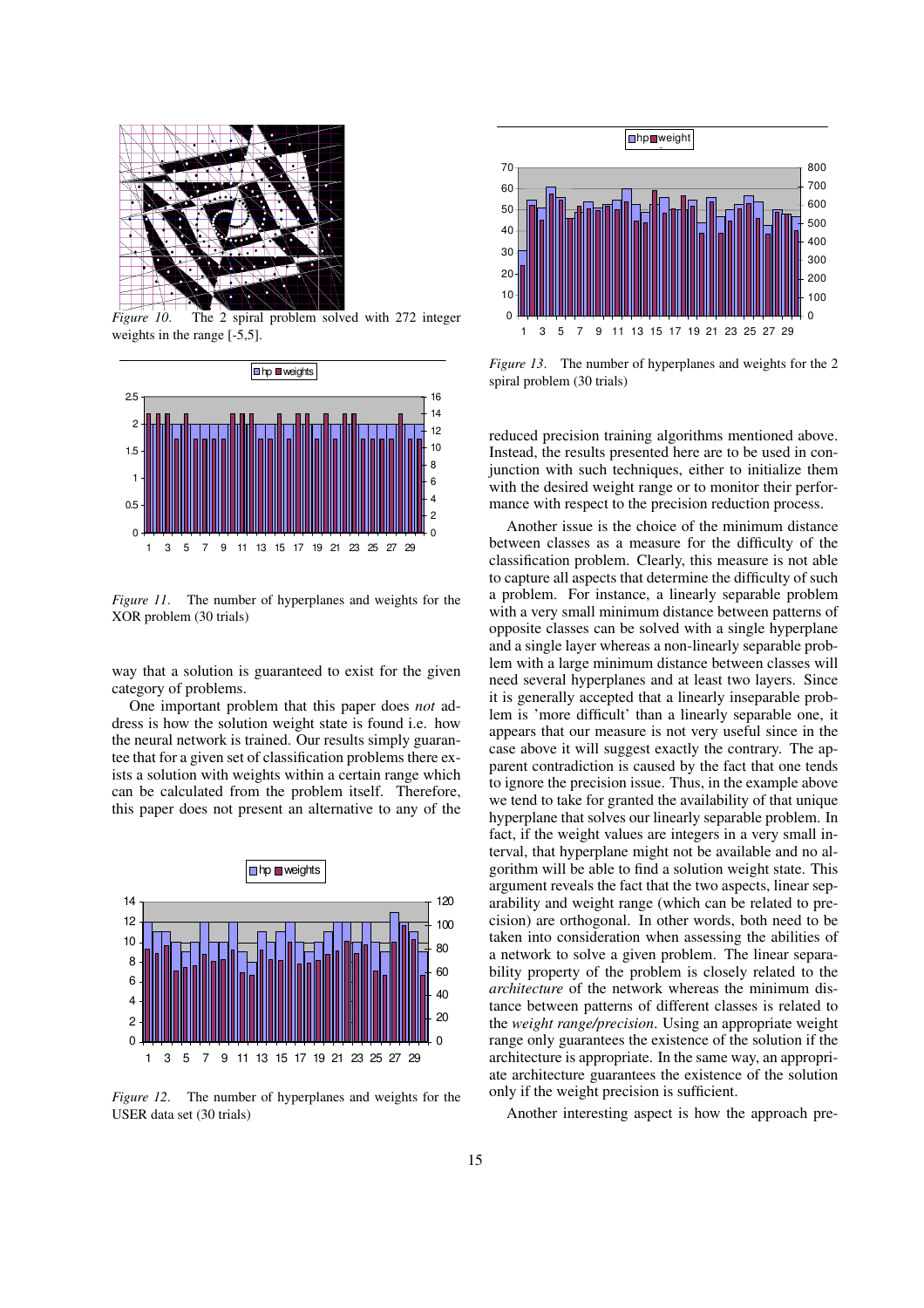*Figure 10.* The 2 spiral problem solved with 272 integer weights in the range [-5,5].

*Figure 11.* The number of hyperplanes and weights for the XOR problem (30 trials)

way that a solution is guaranteed to exist for the given category of problems.

One important problem that this paper does *not* address is how the solution weight state is found i.e. how the neural network is trained. Our results simply guarantee that for a given set of classification problems there exists a solution with weights within a certain range which can be calculated from the problem itself. Therefore, this paper does not present an alternative to any of the

*Figure 12.* The number of hyperplanes and weights for the USER data set (30 trials)

*Figure 13.* The number of hyperplanes and weights for the 2 spiral problem (30 trials)

reduced precision training algorithms mentioned above. Instead, the results presented here are to be used in conjunction with such techniques, either to initialize them with the desired weight range or to monitor their performance with respect to the precision reduction process.

Another issue is the choice of the minimum distance between classes as a measure for the difficulty of the classification problem. Clearly, this measure is not able to capture all aspects that determine the difficulty of such a problem. For instance, a linearly separable problem with a very small minimum distance between patterns of opposite classes can be solved with a single hyperplane and a single layer whereas a non-linearly separable problem with a large minimum distance between classes will need several hyperplanes and at least two layers. Since it is generally accepted that a linearly inseparable problem is 'more difficult' than a linearly separable one, it appears that our measure is not very useful since in the case above it will suggest exactly the contrary. The apparent contradiction is caused by the fact that one tends to ignore the precision issue. Thus, in the example above we tend to take for granted the availability of that unique hyperplane that solves our linearly separable problem. In fact, if the weight values are integers in a very small interval, that hyperplane might not be available and no algorithm will be able to find a solution weight state. This argument reveals the fact that the two aspects, linear separability and weight range (which can be related to precision) are orthogonal. In other words, both need to be taken into consideration when assessing the abilities of a network to solve a given problem. The linear separability property of the problem is closely related to the *architecture* of the network whereas the minimum distance between patterns of different classes is related to the *weight range/precision*. Using an appropriate weight range only guarantees the existence of the solution if the architecture is appropriate. In the same way, an appropriate architecture guarantees the existence of the solution only if the weight precision is sufficient.

Another interesting aspect is how the approach pre-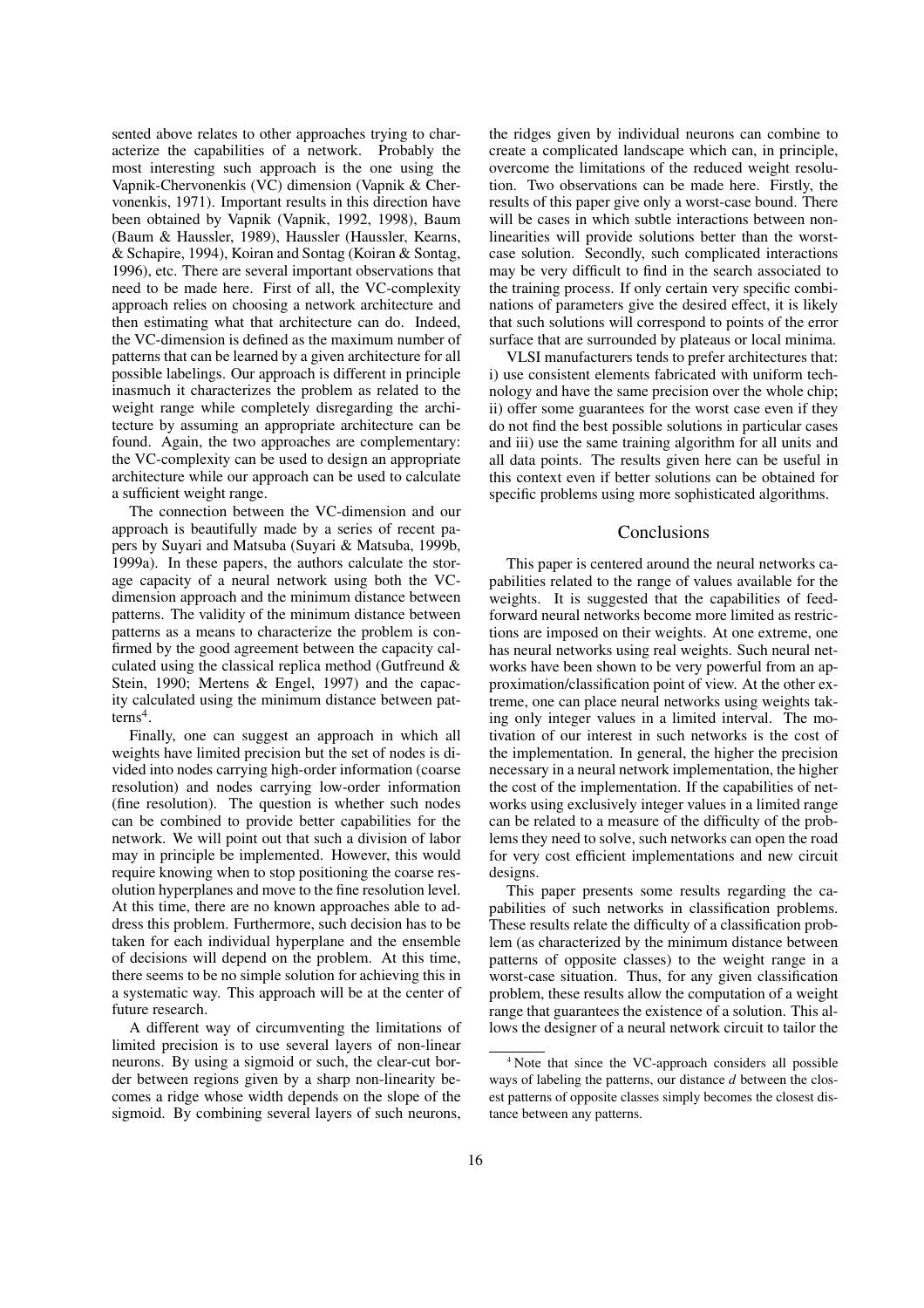sented above relates to other approaches trying to characterize the capabilities of a network. Probably the most interesting such approach is the one using the Vapnik-Chervonenkis (VC) dimension (Vapnik & Chervonenkis, 1971). Important results in this direction have been obtained by Vapnik (Vapnik, 1992, 1998), Baum (Baum & Haussler, 1989), Haussler (Haussler, Kearns, & Schapire, 1994), Koiran and Sontag (Koiran & Sontag, 1996), etc. There are several important observations that need to be made here. First of all, the VC-complexity approach relies on choosing a network architecture and then estimating what that architecture can do. Indeed, the VC-dimension is defined as the maximum number of patterns that can be learned by a given architecture for all possible labelings. Our approach is different in principle inasmuch it characterizes the problem as related to the weight range while completely disregarding the architecture by assuming an appropriate architecture can be found. Again, the two approaches are complementary: the VC-complexity can be used to design an appropriate architecture while our approach can be used to calculate a sufficient weight range.

The connection between the VC-dimension and our approach is beautifully made by a series of recent papers by Suyari and Matsuba (Suyari & Matsuba, 1999b, 1999a). In these papers, the authors calculate the storage capacity of a neural network using both the VC-dimension approach and the minimum distance between patterns. The validity of the minimum distance between patterns as a means to characterize the problem is confirmed by the good agreement between the capacity calculated using the classical replica method (Gutfreund & Stein, 1990; Mertens & Engel, 1997) and the capacity calculated using the minimum distance between patterns[4].

Finally, one can suggest an approach in which all weights have limited precision but the set of nodes is divided into nodes carrying high-order information (coarse resolution) and nodes carrying low-order information (fine resolution). The question is whether such nodes can be combined to provide better capabilities for the network. We will point out that such a division of labor may in principle be implemented. However, this would require knowing when to stop positioning the coarse resolution hyperplanes and move to the fine resolution level. At this time, there are no known approaches able to address this problem. Furthermore, such decision has to be taken for each individual hyperplane and the ensemble of decisions will depend on the problem. At this time, there seems to be no simple solution for achieving this in a systematic way. This approach will be at the center of future research.

A different way of circumventing the limitations of limited precision is to use several layers of non-linear neurons. By using a sigmoid or such, the clear-cut border between regions given by a sharp non-linearity becomes a ridge whose width depends on the slope of the sigmoid. By combining several layers of such neurons, the ridges given by individual neurons can combine to create a complicated landscape which can, in principle, overcome the limitations of the reduced weight resolution. Two observations can be made here. Firstly, the results of this paper give only a worst-case bound. There will be cases in which subtle interactions between non-linearities will provide solutions better than the worst-case solution. Secondly, such complicated interactions may be very difficult to find in the search associated to the training process. If only certain very specific combinations of parameters give the desired effect, it is likely that such solutions will correspond to points of the error surface that are surrounded by plateaus or local minima.

VLSI manufacturers tends to prefer architectures that: i) use consistent elements fabricated with uniform technology and have the same precision over the whole chip; ii) offer some guarantees for the worst case even if they do not find the best possible solutions in particular cases and iii) use the same training algorithm for all units and all data points. The results given here can be useful in this context even if better solutions can be obtained for specific problems using more sophisticated algorithms.

## Conclusions

This paper is centered around the neural networks capabilities related to the range of values available for the weights. It is suggested that the capabilities of feedforward neural networks become more limited as restrictions are imposed on their weights. At one extreme, one has neural networks using real weights. Such neural networks have been shown to be very powerful from an approximation/classification point of view. At the other extreme, one can place neural networks using weights taking only integer values in a limited interval. The motivation of our interest in such networks is the cost of the implementation. In general, the higher the precision necessary in a neural network implementation, the higher the cost of the implementation. If the capabilities of networks using exclusively integer values in a limited range can be related to a measure of the difficulty of the problems they need to solve, such networks can open the road for very cost efficient implementations and new circuit designs.

This paper presents some results regarding the capabilities of such networks in classification problems. These results relate the difficulty of a classification problem (as characterized by the minimum distance between patterns of opposite classes) to the weight range in a worst-case situation. Thus, for any given classification problem, these results allow the computation of a weight range that guarantees the existence of a solution. This allows the designer of a neural network circuit to tailor the

[4] Note that since the VC-approach considers all possible ways of labeling the patterns, our distance $d$ between the closest patterns of opposite classes simply becomes the closest distance between any patterns.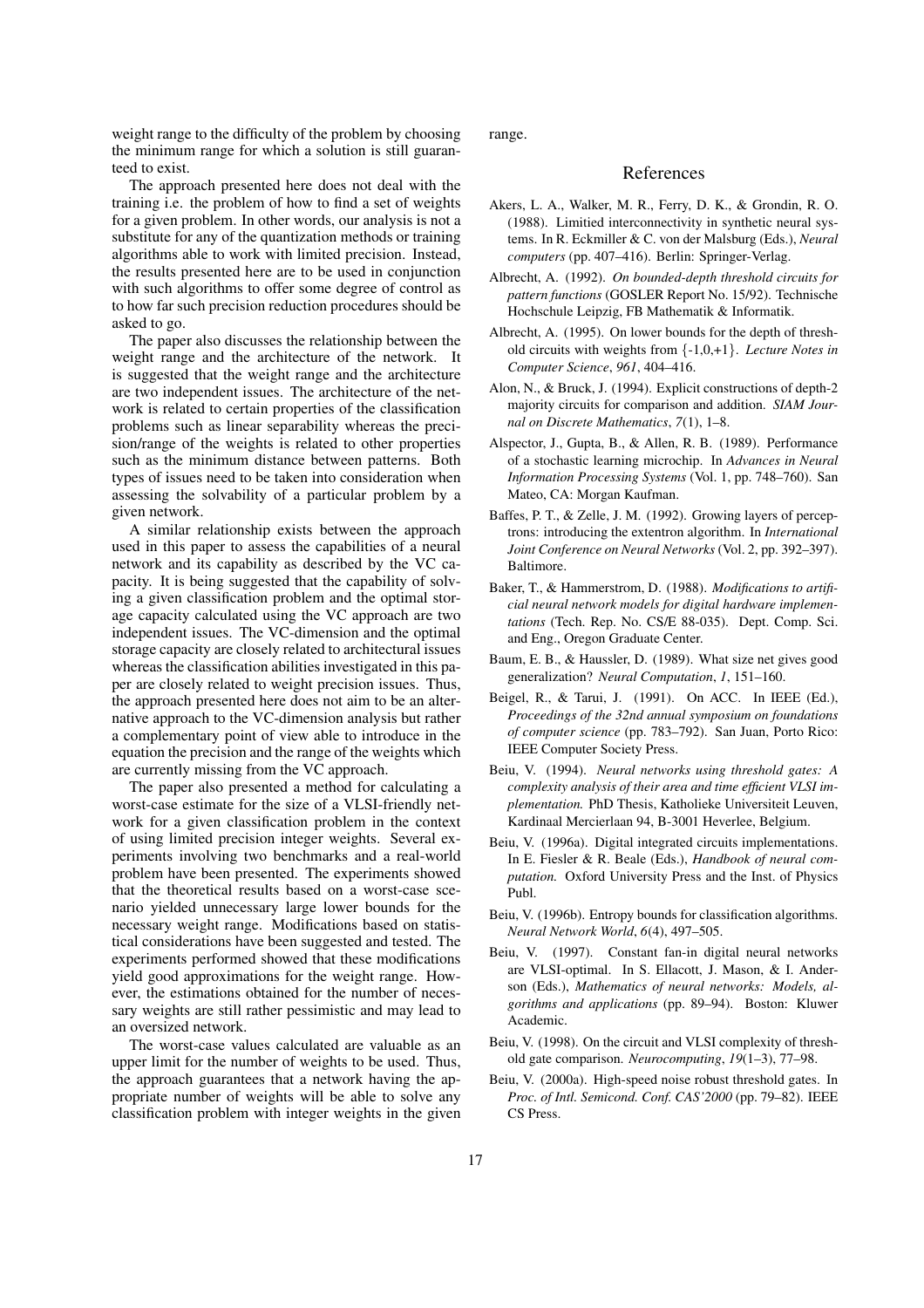weight range to the difficulty of the problem by choosing the minimum range for which a solution is still guaranteed to exist.

The approach presented here does not deal with the training i.e. the problem of how to find a set of weights for a given problem. In other words, our analysis is not a substitute for any of the quantization methods or training algorithms able to work with limited precision. Instead, the results presented here are to be used in conjunction with such algorithms to offer some degree of control as to how far such precision reduction procedures should be asked to go.

The paper also discusses the relationship between the weight range and the architecture of the network. It is suggested that the weight range and the architecture are two independent issues. The architecture of the network is related to certain properties of the classification problems such as linear separability whereas the precision/range of the weights is related to other properties such as the minimum distance between patterns. Both types of issues need to be taken into consideration when assessing the solvability of a particular problem by a given network.

A similar relationship exists between the approach used in this paper to assess the capabilities of a neural network and its capability as described by the VC capacity. It is being suggested that the capability of solving a given classification problem and the optimal storage capacity calculated using the VC approach are two independent issues. The VC-dimension and the optimal storage capacity are closely related to architectural issues whereas the classification abilities investigated in this paper are closely related to weight precision issues. Thus, the approach presented here does not aim to be an alternative approach to the VC-dimension analysis but rather a complementary point of view able to introduce in the equation the precision and the range of the weights which are currently missing from the VC approach.

The paper also presented a method for calculating a worst-case estimate for the size of a VLSI-friendly network for a given classification problem in the context of using limited precision integer weights. Several experiments involving two benchmarks and a real-world problem have been presented. The experiments showed that the theoretical results based on a worst-case scenario yielded unnecessary large lower bounds for the necessary weight range. Modifications based on statistical considerations have been suggested and tested. The experiments performed showed that these modifications yield good approximations for the weight range. However, the estimations obtained for the number of necessary weights are still rather pessimistic and may lead to an oversized network.

The worst-case values calculated are valuable as an upper limit for the number of weights to be used. Thus, the approach guarantees that a network having the appropriate number of weights will be able to solve any classification problem with integer weights in the given range.

## References

Akers, L. A., Walker, M. R., Ferry, D. K., & Grondin, R. O. (1988). Limitied interconnectivity in synthetic neural systems. In R. Eckmiller & C. von der Malsburg (Eds.), *Neural computers* (pp. 407–416). Berlin: Springer-Verlag.

Albrecht, A. (1992). *On bounded-depth threshold circuits for pattern functions* (GOSLER Report No. 15/92). Technische Hochschule Leipzig, FB Mathematik & Informatik.

Albrecht, A. (1995). On lower bounds for the depth of threshold circuits with weights from {-1,0,+1}. *Lecture Notes in Computer Science*, *961*, 404–416.

Alon, N., & Bruck, J. (1994). Explicit constructions of depth-2 majority circuits for comparison and addition. *SIAM Journal on Discrete Mathematics*, *7*(1), 1–8.

Alspector, J., Gupta, B., & Allen, R. B. (1989). Performance of a stochastic learning microchip. In *Advances in Neural Information Processing Systems* (Vol. 1, pp. 748–760). San Mateo, CA: Morgan Kaufman.

Baffes, P. T., & Zelle, J. M. (1992). Growing layers of perceptrons: introducing the extentron algorithm. In *International Joint Conference on Neural Networks* (Vol. 2, pp. 392–397). Baltimore.

Baker, T., & Hammerstrom, D. (1988). *Modifications to artificial neural network models for digital hardware implementations* (Tech. Rep. No. CS/E 88-035). Dept. Comp. Sci. and Eng., Oregon Graduate Center.

Baum, E. B., & Haussler, D. (1989). What size net gives good generalization? *Neural Computation*, *1*, 151–160.

Beigel, R., & Tarui, J. (1991). On ACC. In IEEE (Ed.), *Proceedings of the 32nd annual symposium on foundations of computer science* (pp. 783–792). San Juan, Porto Rico: IEEE Computer Society Press.

Beiu, V. (1994). *Neural networks using threshold gates: A complexity analysis of their area and time efficient VLSI implementation.* PhD Thesis, Katholieke Universiteit Leuven, Kardinaal Mercierlaan 94, B-3001 Heverlee, Belgium.

Beiu, V. (1996a). Digital integrated circuits implementations. In E. Fiesler & R. Beale (Eds.), *Handbook of neural computation.* Oxford University Press and the Inst. of Physics Publ.

Beiu, V. (1996b). Entropy bounds for classification algorithms. *Neural Network World*, *6*(4), 497–505.

Beiu, V. (1997). Constant fan-in digital neural networks are VLSI-optimal. In S. Ellacott, J. Mason, & I. Anderson (Eds.), *Mathematics of neural networks: Models, algorithms and applications* (pp. 89–94). Boston: Kluwer Academic.

Beiu, V. (1998). On the circuit and VLSI complexity of threshold gate comparison. *Neurocomputing*, *19*(1–3), 77–98.

Beiu, V. (2000a). High-speed noise robust threshold gates. In *Proc. of Intl. Semicond. Conf. CAS'2000* (pp. 79–82). IEEE CS Press.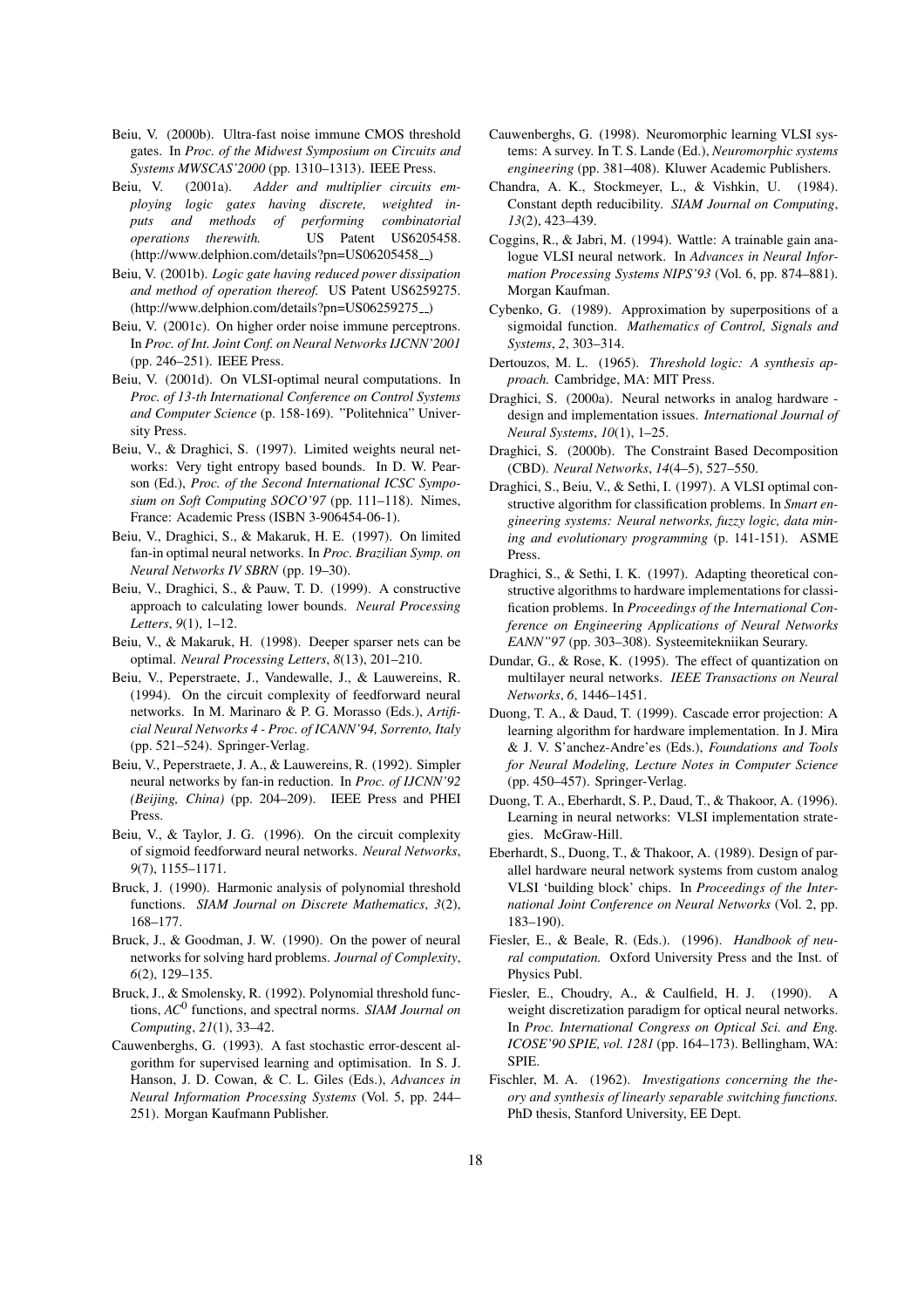Beiu, V. (2000b). Ultra-fast noise immune CMOS threshold gates. In *Proc. of the Midwest Symposium on Circuits and Systems MWSCAS'2000* (pp. 1310–1313). IEEE Press.

Beiu, V. (2001a). *Adder and multiplier circuits employing logic gates having discrete, weighted inputs and methods of performing combinatorial operations therewith.* US Patent US6205458. (http://www.delphion.com/details?pn=US06205458__)

Beiu, V. (2001b). *Logic gate having reduced power dissipation and method of operation thereof.* US Patent US6259275. (http://www.delphion.com/details?pn=US06259275__)

Beiu, V. (2001c). On higher order noise immune perceptrons. In *Proc. of Int. Joint Conf. on Neural Networks IJCNN'2001* (pp. 246–251). IEEE Press.

Beiu, V. (2001d). On VLSI-optimal neural computations. In *Proc. of 13-th International Conference on Control Systems and Computer Science* (p. 158-169). "Politehnica" University Press.

Beiu, V., & Draghici, S. (1997). Limited weights neural networks: Very tight entropy based bounds. In D. W. Pearson (Ed.), *Proc. of the Second International ICSC Symposium on Soft Computing SOCO'97* (pp. 111–118). Nimes, France: Academic Press (ISBN 3-906454-06-1).

Beiu, V., Draghici, S., & Makaruk, H. E. (1997). On limited fan-in optimal neural networks. In *Proc. Brazilian Symp. on Neural Networks IV SBRN* (pp. 19–30).

Beiu, V., Draghici, S., & Pauw, T. D. (1999). A constructive approach to calculating lower bounds. *Neural Processing Letters*, *9*(1), 1–12.

Beiu, V., & Makaruk, H. (1998). Deeper sparser nets can be optimal. *Neural Processing Letters*, *8*(13), 201–210.

Beiu, V., Peperstraete, J., Vandewalle, J., & Lauwereins, R. (1994). On the circuit complexity of feedforward neural networks. In M. Marinaro & P. G. Morasso (Eds.), *Artificial Neural Networks 4 - Proc. of ICANN'94, Sorrento, Italy* (pp. 521–524). Springer-Verlag.

Beiu, V., Peperstraete, J. A., & Lauwereins, R. (1992). Simpler neural networks by fan-in reduction. In *Proc. of IJCNN'92 (Beijing, China)* (pp. 204–209). IEEE Press and PHEI Press.

Beiu, V., & Taylor, J. G. (1996). On the circuit complexity of sigmoid feedforward neural networks. *Neural Networks*, *9*(7), 1155–1171.

Bruck, J. (1990). Harmonic analysis of polynomial threshold functions. *SIAM Journal on Discrete Mathematics*, *3*(2), 168–177.

Bruck, J., & Goodman, J. W. (1990). On the power of neural networks for solving hard problems. *Journal of Complexity*, *6*(2), 129–135.

Bruck, J., & Smolensky, R. (1992). Polynomial threshold functions, $AC^0$ functions, and spectral norms. *SIAM Journal on Computing*, *21*(1), 33–42.

Cauwenberghs, G. (1993). A fast stochastic error-descent algorithm for supervised learning and optimisation. In S. J. Hanson, J. D. Cowan, & C. L. Giles (Eds.), *Advances in Neural Information Processing Systems* (Vol. 5, pp. 244–251). Morgan Kaufmann Publisher.

Cauwenberghs, G. (1998). Neuromorphic learning VLSI systems: A survey. In T. S. Lande (Ed.), *Neuromorphic systems engineering* (pp. 381–408). Kluwer Academic Publishers.

Chandra, A. K., Stockmeyer, L., & Vishkin, U. (1984). Constant depth reducibility. *SIAM Journal on Computing*, *13*(2), 423–439.

Coggins, R., & Jabri, M. (1994). Wattle: A trainable gain analogue VLSI neural network. In *Advances in Neural Information Processing Systems NIPS'93* (Vol. 6, pp. 874–881). Morgan Kaufman.

Cybenko, G. (1989). Approximation by superpositions of a sigmoidal function. *Mathematics of Control, Signals and Systems*, *2*, 303–314.

Dertouzos, M. L. (1965). *Threshold logic: A synthesis approach.* Cambridge, MA: MIT Press.

Draghici, S. (2000a). Neural networks in analog hardware - design and implementation issues. *International Journal of Neural Systems*, *10*(1), 1–25.

Draghici, S. (2000b). The Constraint Based Decomposition (CBD). *Neural Networks*, *14*(4–5), 527–550.

Draghici, S., Beiu, V., & Sethi, I. (1997). A VLSI optimal constructive algorithm for classification problems. In *Smart engineering systems: Neural networks, fuzzy logic, data mining and evolutionary programming* (p. 141-151). ASME Press.

Draghici, S., & Sethi, I. K. (1997). Adapting theoretical constructive algorithms to hardware implementations for classification problems. In *Proceedings of the International Conference on Engineering Applications of Neural Networks EANN"97* (pp. 303–308). Systeemitekniikan Seurary.

Dundar, G., & Rose, K. (1995). The effect of quantization on multilayer neural networks. *IEEE Transactions on Neural Networks*, *6*, 1446–1451.

Duong, T. A., & Daud, T. (1999). Cascade error projection: A learning algorithm for hardware implementation. In J. Mira & J. V. S'anchez-Andre'es (Eds.), *Foundations and Tools for Neural Modeling, Lecture Notes in Computer Science* (pp. 450–457). Springer-Verlag.

Duong, T. A., Eberhardt, S. P., Daud, T., & Thakoor, A. (1996). Learning in neural networks: VLSI implementation strategies. McGraw-Hill.

Eberhardt, S., Duong, T., & Thakoor, A. (1989). Design of parallel hardware neural network systems from custom analog VLSI 'building block' chips. In *Proceedings of the International Joint Conference on Neural Networks* (Vol. 2, pp. 183–190).

Fiesler, E., & Beale, R. (Eds.). (1996). *Handbook of neural computation.* Oxford University Press and the Inst. of Physics Publ.

Fiesler, E., Choudry, A., & Caulfield, H. J. (1990). A weight discretization paradigm for optical neural networks. In *Proc. International Congress on Optical Sci. and Eng. ICOSE'90 SPIE, vol. 1281* (pp. 164–173). Bellingham, WA: SPIE.

Fischler, M. A. (1962). *Investigations concerning the theory and synthesis of linearly separable switching functions.* PhD thesis, Stanford University, EE Dept.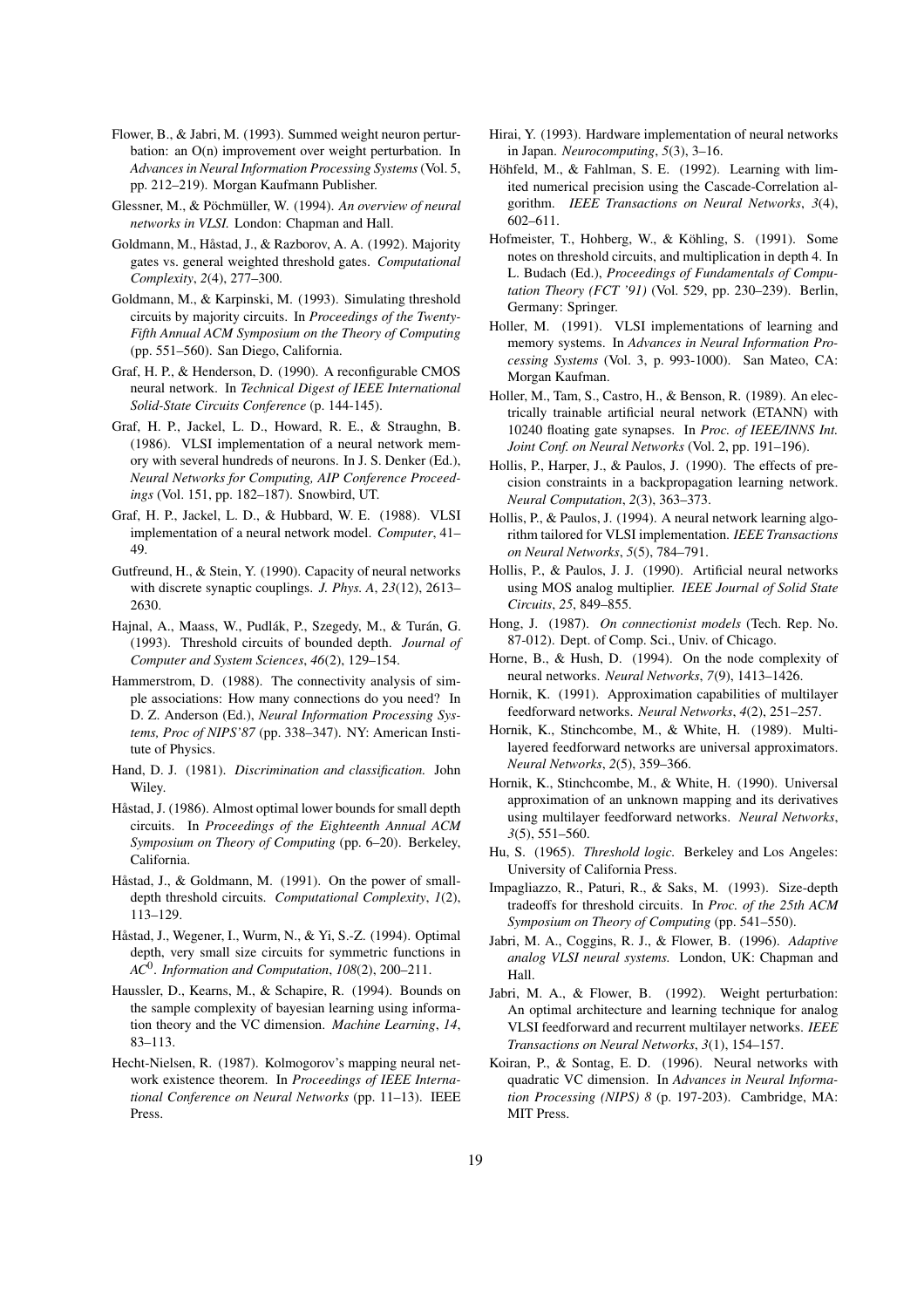Flower, B., & Jabri, M. (1993). Summed weight neuron perturbation: an O(n) improvement over weight perturbation. In *Advances in Neural Information Processing Systems* (Vol. 5, pp. 212–219). Morgan Kaufmann Publisher.

Glessner, M., & Pöchmüller, W. (1994). *An overview of neural networks in VLSI.* London: Chapman and Hall.

Goldmann, M., Håstad, J., & Razborov, A. A. (1992). Majority gates vs. general weighted threshold gates. *Computational Complexity*, *2*(4), 277–300.

Goldmann, M., & Karpinski, M. (1993). Simulating threshold circuits by majority circuits. In *Proceedings of the Twenty-Fifth Annual ACM Symposium on the Theory of Computing* (pp. 551–560). San Diego, California.

Graf, H. P., & Henderson, D. (1990). A reconfigurable CMOS neural network. In *Technical Digest of IEEE International Solid-State Circuits Conference* (p. 144-145).

Graf, H. P., Jackel, L. D., Howard, R. E., & Straughn, B. (1986). VLSI implementation of a neural network memory with several hundreds of neurons. In J. S. Denker (Ed.), *Neural Networks for Computing, AIP Conference Proceedings* (Vol. 151, pp. 182–187). Snowbird, UT.

Graf, H. P., Jackel, L. D., & Hubbard, W. E. (1988). VLSI implementation of a neural network model. *Computer*, 41–49.

Gutfreund, H., & Stein, Y. (1990). Capacity of neural networks with discrete synaptic couplings. *J. Phys. A*, *23*(12), 2613–2630.

Hajnal, A., Maass, W., Pudlák, P., Szegedy, M., & Turán, G. (1993). Threshold circuits of bounded depth. *Journal of Computer and System Sciences*, *46*(2), 129–154.

Hammerstrom, D. (1988). The connectivity analysis of simple associations: How many connections do you need? In D. Z. Anderson (Ed.), *Neural Information Processing Systems, Proc of NIPS'87* (pp. 338–347). NY: American Institute of Physics.

Hand, D. J. (1981). *Discrimination and classification.* John Wiley.

Håstad, J. (1986). Almost optimal lower bounds for small depth circuits. In *Proceedings of the Eighteenth Annual ACM Symposium on Theory of Computing* (pp. 6–20). Berkeley, California.

Håstad, J., & Goldmann, M. (1991). On the power of small-depth threshold circuits. *Computational Complexity*, *1*(2), 113–129.

Håstad, J., Wegener, I., Wurm, N., & Yi, S.-Z. (1994). Optimal depth, very small size circuits for symmetric functions in $AC^0$. *Information and Computation*, *108*(2), 200–211.

Haussler, D., Kearns, M., & Schapire, R. (1994). Bounds on the sample complexity of bayesian learning using information theory and the VC dimension. *Machine Learning*, *14*, 83–113.

Hecht-Nielsen, R. (1987). Kolmogorov's mapping neural network existence theorem. In *Proceedings of IEEE International Conference on Neural Networks* (pp. 11–13). IEEE Press.

Hirai, Y. (1993). Hardware implementation of neural networks in Japan. *Neurocomputing*, *5*(3), 3–16.

Höhfeld, M., & Fahlman, S. E. (1992). Learning with limited numerical precision using the Cascade-Correlation algorithm. *IEEE Transactions on Neural Networks*, *3*(4), 602–611.

Hofmeister, T., Hohberg, W., & Köhling, S. (1991). Some notes on threshold circuits, and multiplication in depth 4. In L. Budach (Ed.), *Proceedings of Fundamentals of Computation Theory (FCT '91)* (Vol. 529, pp. 230–239). Berlin, Germany: Springer.

Holler, M. (1991). VLSI implementations of learning and memory systems. In *Advances in Neural Information Processing Systems* (Vol. 3, p. 993-1000). San Mateo, CA: Morgan Kaufman.

Holler, M., Tam, S., Castro, H., & Benson, R. (1989). An electrically trainable artificial neural network (ETANN) with 10240 floating gate synapses. In *Proc. of IEEE/INNS Int. Joint Conf. on Neural Networks* (Vol. 2, pp. 191–196).

Hollis, P., Harper, J., & Paulos, J. (1990). The effects of precision constraints in a backpropagation learning network. *Neural Computation*, *2*(3), 363–373.

Hollis, P., & Paulos, J. (1994). A neural network learning algorithm tailored for VLSI implementation. *IEEE Transactions on Neural Networks*, *5*(5), 784–791.

Hollis, P., & Paulos, J. J. (1990). Artificial neural networks using MOS analog multiplier. *IEEE Journal of Solid State Circuits*, *25*, 849–855.

Hong, J. (1987). *On connectionist models* (Tech. Rep. No. 87-012). Dept. of Comp. Sci., Univ. of Chicago.

Horne, B., & Hush, D. (1994). On the node complexity of neural networks. *Neural Networks*, *7*(9), 1413–1426.

Hornik, K. (1991). Approximation capabilities of multilayer feedforward networks. *Neural Networks*, *4*(2), 251–257.

Hornik, K., Stinchcombe, M., & White, H. (1989). Multilayered feedforward networks are universal approximators. *Neural Networks*, *2*(5), 359–366.

Hornik, K., Stinchcombe, M., & White, H. (1990). Universal approximation of an unknown mapping and its derivatives using multilayer feedforward networks. *Neural Networks*, *3*(5), 551–560.

Hu, S. (1965). *Threshold logic.* Berkeley and Los Angeles: University of California Press.

Impagliazzo, R., Paturi, R., & Saks, M. (1993). Size-depth tradeoffs for threshold circuits. In *Proc. of the 25th ACM Symposium on Theory of Computing* (pp. 541–550).

Jabri, M. A., Coggins, R. J., & Flower, B. (1996). *Adaptive analog VLSI neural systems.* London, UK: Chapman and Hall.

Jabri, M. A., & Flower, B. (1992). Weight perturbation: An optimal architecture and learning technique for analog VLSI feedforward and recurrent multilayer networks. *IEEE Transactions on Neural Networks*, *3*(1), 154–157.

Koiran, P., & Sontag, E. D. (1996). Neural networks with quadratic VC dimension. In *Advances in Neural Information Processing (NIPS) 8* (p. 197-203). Cambridge, MA: MIT Press.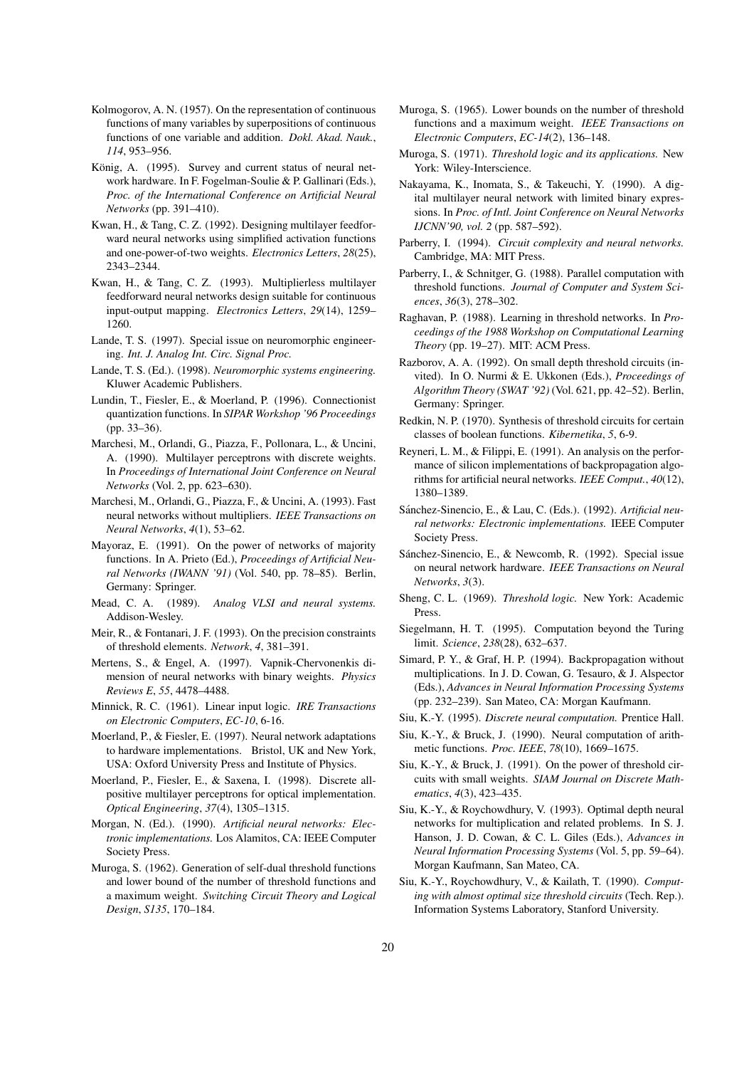Kolmogorov, A. N. (1957). On the representation of continuous functions of many variables by superpositions of continuous functions of one variable and addition. *Dokl. Akad. Nauk.*, *114*, 953–956.

König, A. (1995). Survey and current status of neural network hardware. In F. Fogelman-Soulie & P. Gallinari (Eds.), *Proc. of the International Conference on Artificial Neural Networks* (pp. 391–410).

Kwan, H., & Tang, C. Z. (1992). Designing multilayer feedforward neural networks using simplified activation functions and one-power-of-two weights. *Electronics Letters*, *28*(25), 2343–2344.

Kwan, H., & Tang, C. Z. (1993). Multiplierless multilayer feedforward neural networks design suitable for continuous input-output mapping. *Electronics Letters*, *29*(14), 1259–1260.

Lande, T. S. (1997). Special issue on neuromorphic engineering. *Int. J. Analog Int. Circ. Signal Proc.*

Lande, T. S. (Ed.). (1998). *Neuromorphic systems engineering.* Kluwer Academic Publishers.

Lundin, T., Fiesler, E., & Moerland, P. (1996). Connectionist quantization functions. In *SIPAR Workshop '96 Proceedings* (pp. 33–36).

Marchesi, M., Orlandi, G., Piazza, F., Pollonara, L., & Uncini, A. (1990). Multilayer perceptrons with discrete weights. In *Proceedings of International Joint Conference on Neural Networks* (Vol. 2, pp. 623–630).

Marchesi, M., Orlandi, G., Piazza, F., & Uncini, A. (1993). Fast neural networks without multipliers. *IEEE Transactions on Neural Networks*, *4*(1), 53–62.

Mayoraz, E. (1991). On the power of networks of majority functions. In A. Prieto (Ed.), *Proceedings of Artificial Neural Networks (IWANN '91)* (Vol. 540, pp. 78–85). Berlin, Germany: Springer.

Mead, C. A. (1989). *Analog VLSI and neural systems.* Addison-Wesley.

Meir, R., & Fontanari, J. F. (1993). On the precision constraints of threshold elements. *Network*, *4*, 381–391.

Mertens, S., & Engel, A. (1997). Vapnik-Chervonenkis dimension of neural networks with binary weights. *Physics Reviews E*, *55*, 4478–4488.

Minnick, R. C. (1961). Linear input logic. *IRE Transactions on Electronic Computers*, *EC-10*, 6-16.

Moerland, P., & Fiesler, E. (1997). Neural network adaptations to hardware implementations. Bristol, UK and New York, USA: Oxford University Press and Institute of Physics.

Moerland, P., Fiesler, E., & Saxena, I. (1998). Discrete all-positive multilayer perceptrons for optical implementation. *Optical Engineering*, *37*(4), 1305–1315.

Morgan, N. (Ed.). (1990). *Artificial neural networks: Electronic implementations.* Los Alamitos, CA: IEEE Computer Society Press.

Muroga, S. (1962). Generation of self-dual threshold functions and lower bound of the number of threshold functions and a maximum weight. *Switching Circuit Theory and Logical Design*, *S135*, 170–184.

Muroga, S. (1965). Lower bounds on the number of threshold functions and a maximum weight. *IEEE Transactions on Electronic Computers*, *EC-14*(2), 136–148.

Muroga, S. (1971). *Threshold logic and its applications.* New York: Wiley-Interscience.

Nakayama, K., Inomata, S., & Takeuchi, Y. (1990). A digital multilayer neural network with limited binary expressions. In *Proc. of Intl. Joint Conference on Neural Networks IJCNN'90, vol. 2* (pp. 587–592).

Parberry, I. (1994). *Circuit complexity and neural networks.* Cambridge, MA: MIT Press.

Parberry, I., & Schnitger, G. (1988). Parallel computation with threshold functions. *Journal of Computer and System Sciences*, *36*(3), 278–302.

Raghavan, P. (1988). Learning in threshold networks. In *Proceedings of the 1988 Workshop on Computational Learning Theory* (pp. 19–27). MIT: ACM Press.

Razborov, A. A. (1992). On small depth threshold circuits (invited). In O. Nurmi & E. Ukkonen (Eds.), *Proceedings of Algorithm Theory (SWAT '92)* (Vol. 621, pp. 42–52). Berlin, Germany: Springer.

Redkin, N. P. (1970). Synthesis of threshold circuits for certain classes of boolean functions. *Kibernetika*, *5*, 6-9.

Reyneri, L. M., & Filippi, E. (1991). An analysis on the performance of silicon implementations of backpropagation algorithms for artificial neural networks. *IEEE Comput.*, *40*(12), 1380–1389.

Sánchez-Sinencio, E., & Lau, C. (Eds.). (1992). *Artificial neural networks: Electronic implementations.* IEEE Computer Society Press.

Sánchez-Sinencio, E., & Newcomb, R. (1992). Special issue on neural network hardware. *IEEE Transactions on Neural Networks*, *3*(3).

Sheng, C. L. (1969). *Threshold logic.* New York: Academic Press.

Siegelmann, H. T. (1995). Computation beyond the Turing limit. *Science*, *238*(28), 632–637.

Simard, P. Y., & Graf, H. P. (1994). Backpropagation without multiplications. In J. D. Cowan, G. Tesauro, & J. Alspector (Eds.), *Advances in Neural Information Processing Systems* (pp. 232–239). San Mateo, CA: Morgan Kaufmann.

Siu, K.-Y. (1995). *Discrete neural computation.* Prentice Hall.

Siu, K.-Y., & Bruck, J. (1990). Neural computation of arithmetic functions. *Proc. IEEE*, *78*(10), 1669–1675.

Siu, K.-Y., & Bruck, J. (1991). On the power of threshold circuits with small weights. *SIAM Journal on Discrete Mathematics*, *4*(3), 423–435.

Siu, K.-Y., & Roychowdhury, V. (1993). Optimal depth neural networks for multiplication and related problems. In S. J. Hanson, J. D. Cowan, & C. L. Giles (Eds.), *Advances in Neural Information Processing Systems* (Vol. 5, pp. 59–64). Morgan Kaufmann, San Mateo, CA.

Siu, K.-Y., Roychowdhury, V., & Kailath, T. (1990). *Computing with almost optimal size threshold circuits* (Tech. Rep.). Information Systems Laboratory, Stanford University.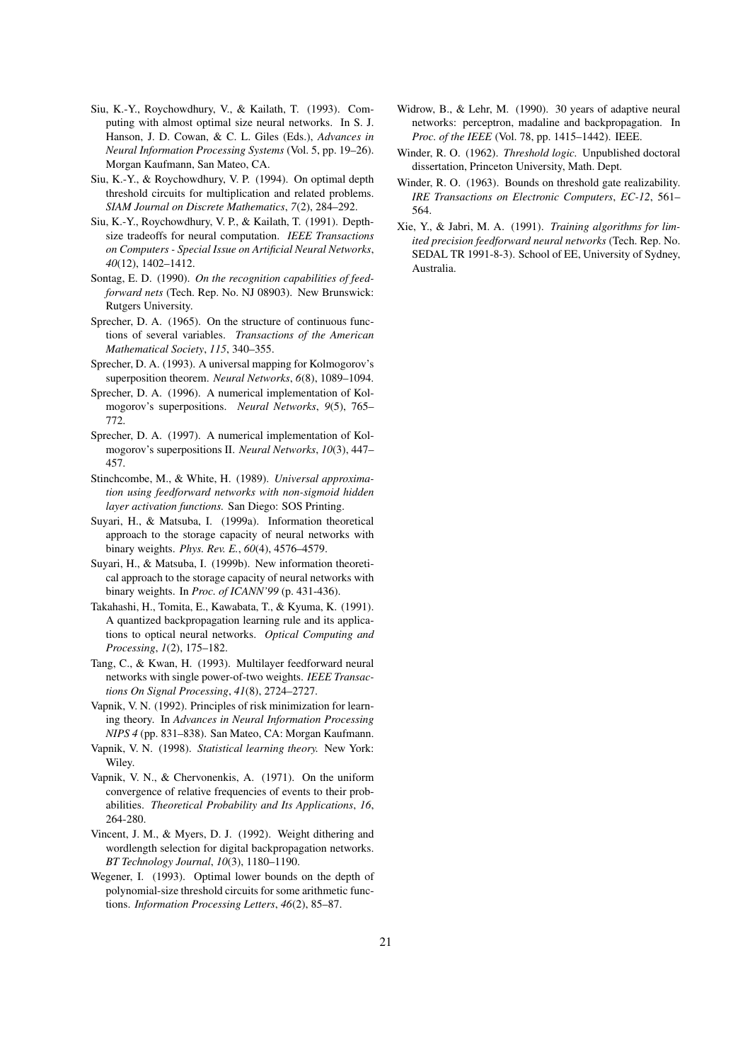Siu, K.-Y., Roychowdhury, V., & Kailath, T. (1993). Computing with almost optimal size neural networks. In S. J. Hanson, J. D. Cowan, & C. L. Giles (Eds.), *Advances in Neural Information Processing Systems* (Vol. 5, pp. 19–26). Morgan Kaufmann, San Mateo, CA.

Siu, K.-Y., & Roychowdhury, V. P. (1994). On optimal depth threshold circuits for multiplication and related problems. *SIAM Journal on Discrete Mathematics*, *7*(2), 284–292.

Siu, K.-Y., Roychowdhury, V. P., & Kailath, T. (1991). Depth-size tradeoffs for neural computation. *IEEE Transactions on Computers - Special Issue on Artificial Neural Networks*, *40*(12), 1402–1412.

Sontag, E. D. (1990). *On the recognition capabilities of feedforward nets* (Tech. Rep. No. NJ 08903). New Brunswick: Rutgers University.

Sprecher, D. A. (1965). On the structure of continuous functions of several variables. *Transactions of the American Mathematical Society*, *115*, 340–355.

Sprecher, D. A. (1993). A universal mapping for Kolmogorov's superposition theorem. *Neural Networks*, *6*(8), 1089–1094.

Sprecher, D. A. (1996). A numerical implementation of Kolmogorov's superpositions. *Neural Networks*, *9*(5), 765–772.

Sprecher, D. A. (1997). A numerical implementation of Kolmogorov's superpositions II. *Neural Networks*, *10*(3), 447–457.

Stinchcombe, M., & White, H. (1989). *Universal approximation using feedforward networks with non-sigmoid hidden layer activation functions.* San Diego: SOS Printing.

Suyari, H., & Matsuba, I. (1999a). Information theoretical approach to the storage capacity of neural networks with binary weights. *Phys. Rev. E.*, *60*(4), 4576–4579.

Suyari, H., & Matsuba, I. (1999b). New information theoretical approach to the storage capacity of neural networks with binary weights. In *Proc. of ICANN'99* (p. 431-436).

Takahashi, H., Tomita, E., Kawabata, T., & Kyuma, K. (1991). A quantized backpropagation learning rule and its applications to optical neural networks. *Optical Computing and Processing*, *1*(2), 175–182.

Tang, C., & Kwan, H. (1993). Multilayer feedforward neural networks with single power-of-two weights. *IEEE Transactions On Signal Processing*, *41*(8), 2724–2727.

Vapnik, V. N. (1992). Principles of risk minimization for learning theory. In *Advances in Neural Information Processing NIPS 4* (pp. 831–838). San Mateo, CA: Morgan Kaufmann.

Vapnik, V. N. (1998). *Statistical learning theory.* New York: Wiley.

Vapnik, V. N., & Chervonenkis, A. (1971). On the uniform convergence of relative frequencies of events to their probabilities. *Theoretical Probability and Its Applications*, *16*, 264-280.

Vincent, J. M., & Myers, D. J. (1992). Weight dithering and wordlength selection for digital backpropagation networks. *BT Technology Journal*, *10*(3), 1180–1190.

Wegener, I. (1993). Optimal lower bounds on the depth of polynomial-size threshold circuits for some arithmetic functions. *Information Processing Letters*, *46*(2), 85–87.

Widrow, B., & Lehr, M. (1990). 30 years of adaptive neural networks: perceptron, madaline and backpropagation. In *Proc. of the IEEE* (Vol. 78, pp. 1415–1442). IEEE.

Winder, R. O. (1962). *Threshold logic*. Unpublished doctoral dissertation, Princeton University, Math. Dept.

Winder, R. O. (1963). Bounds on threshold gate realizability. *IRE Transactions on Electronic Computers*, *EC-12*, 561–564.

Xie, Y., & Jabri, M. A. (1991). *Training algorithms for limited precision feedforward neural networks* (Tech. Rep. No. SEDAL TR 1991-8-3). School of EE, University of Sydney, Australia.